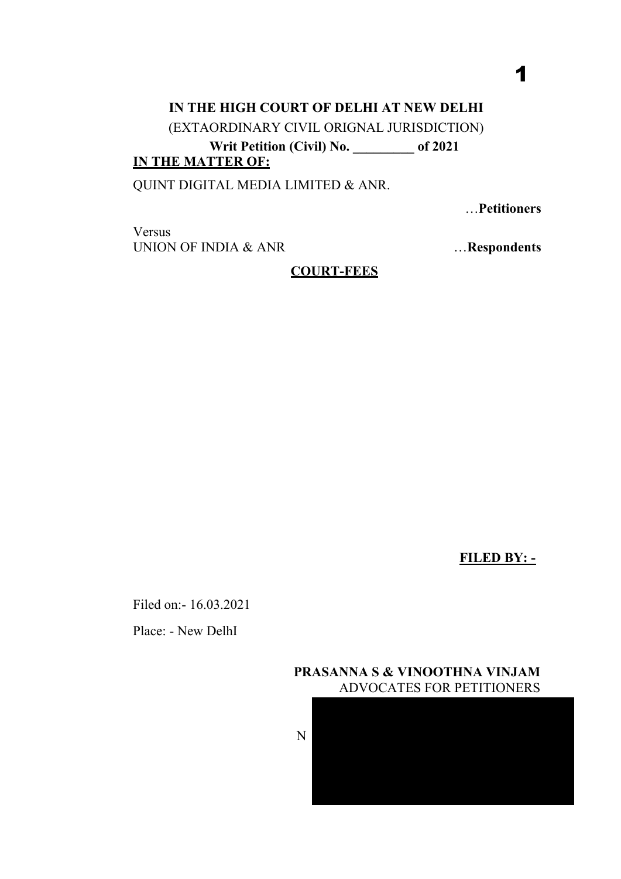**IN THE HIGH COURT OF DELHI AT NEW DELHI**

(EXTAORDINARY CIVIL ORIGNAL JURISDICTION)

**Writ Petition (Civil) No. _________ of 2021**

**IN THE MATTER OF:**

QUINT DIGITAL MEDIA LIMITED & ANR.

…**Petitioners**

Versus

UNION OF INDIA & ANR …**Respondents**

**COURT-FEES**

**FILED BY: -**

Filed on:- 16.03.2021

Place: - New DelhI

**PRASANNA S & VINOOTHNA VINJAM**

ADVOCATES FOR PETITIONERS

N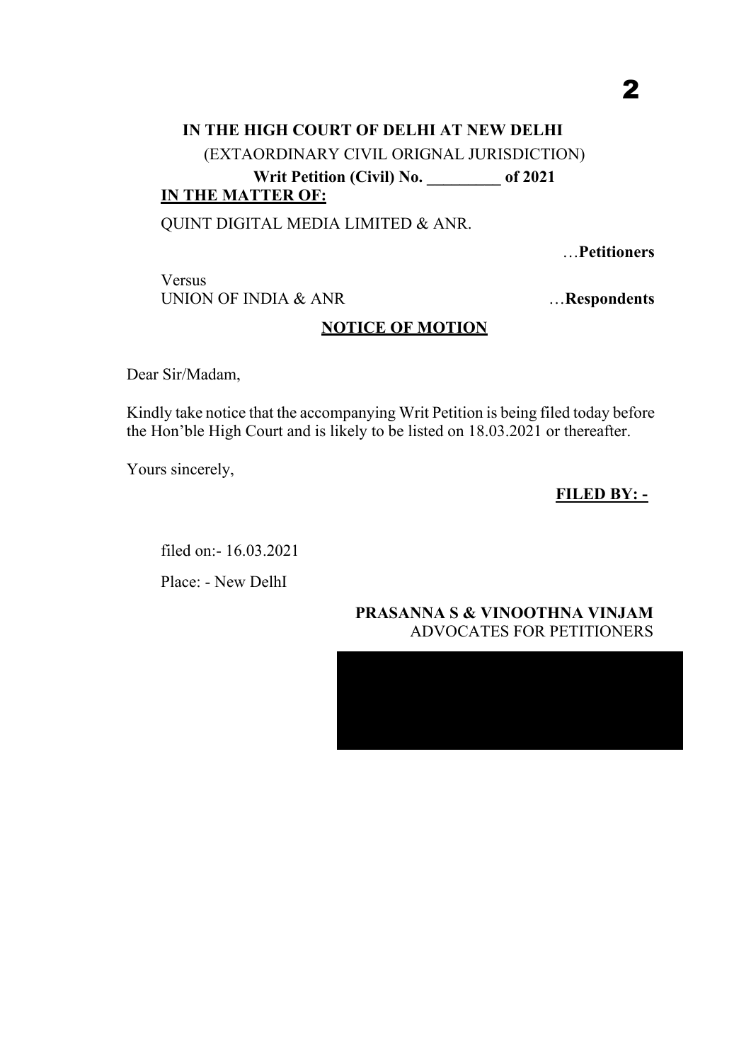**IN THE HIGH COURT OF DELHI AT NEW DELHI**

(EXTAORDINARY CIVIL ORIGNAL JURISDICTION)

**Writ Petition (Civil) No. _________ of 2021**

**IN THE MATTER OF:**

QUINT DIGITAL MEDIA LIMITED & ANR.

…**Petitioners**

Versus

UNION OF INDIA & ANR …**Respondents**

**NOTICE OF MOTION**

Dear Sir/Madam,

Kindly take notice that the accompanying Writ Petition is being filed today before the Hon'ble High Court and is likely to be listed on 18.03.2021 or thereafter.

Yours sincerely,

**FILED BY: -**

filed on:- 16.03.2021

Place: - New DelhI

**PRASANNA S & VINOOTHNA VINJAM**
ADVOCATES FOR PETITIONERS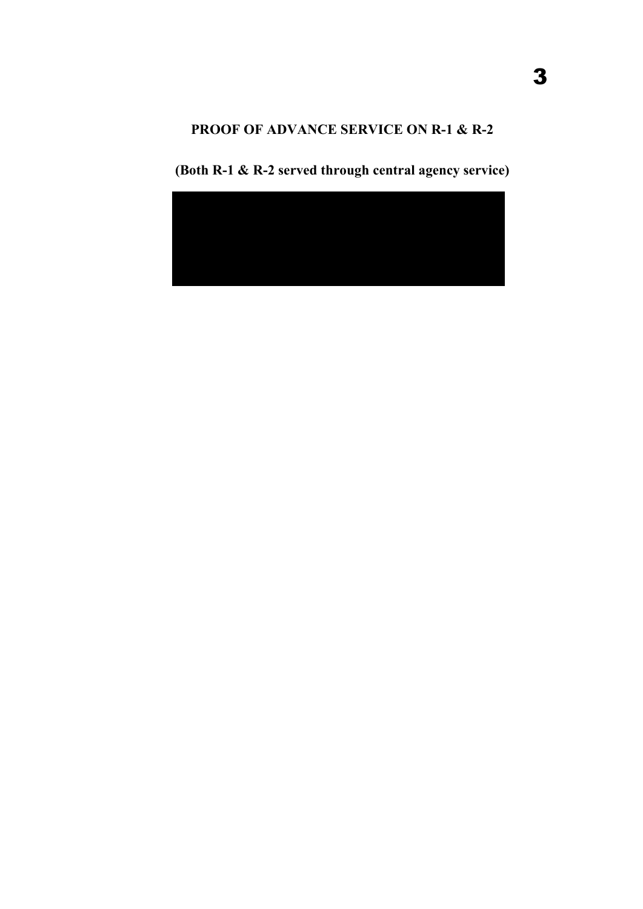**PROOF OF ADVANCE SERVICE ON R-1 & R-2**

**(Both R-1 & R-2 served through central agency service)**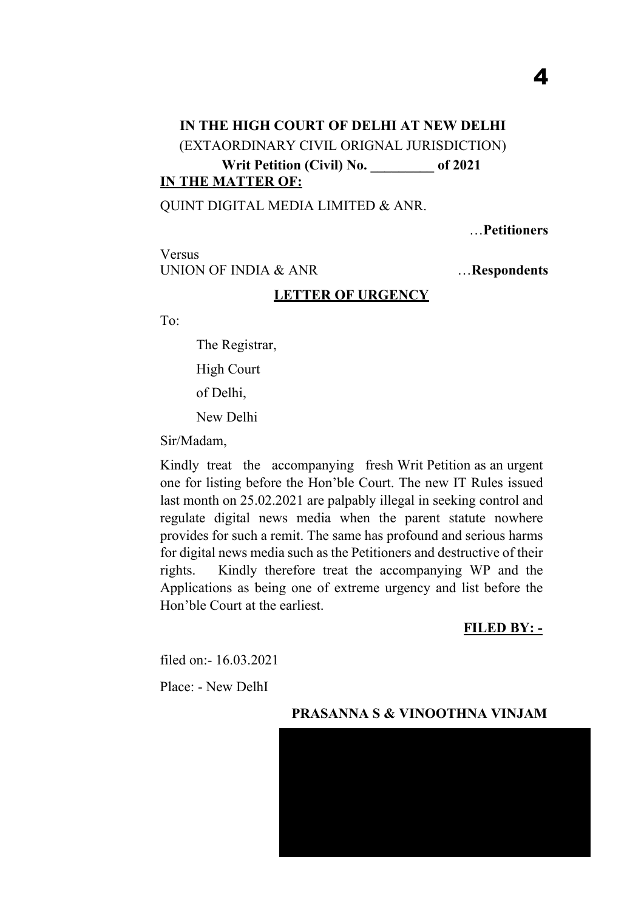**IN THE HIGH COURT OF DELHI AT NEW DELHI**

(EXTAORDINARY CIVIL ORIGNAL JURISDICTION)

**Writ Petition (Civil) No. _________ of 2021**

**IN THE MATTER OF:**

QUINT DIGITAL MEDIA LIMITED & ANR.

…**Petitioners**

Versus

UNION OF INDIA & ANR …**Respondents**

**LETTER OF URGENCY**

To:

The Registrar,

High Court

of Delhi,

New Delhi

Sir/Madam,

Kindly treat the accompanying fresh Writ Petition as an urgent one for listing before the Hon'ble Court. The new IT Rules issued last month on 25.02.2021 are palpably illegal in seeking control and regulate digital news media when the parent statute nowhere provides for such a remit. The same has profound and serious harms for digital news media such as the Petitioners and destructive of their rights. Kindly therefore treat the accompanying WP and the Applications as being one of extreme urgency and list before the Hon'ble Court at the earliest.

**FILED BY: -**

filed on:- 16.03.2021

Place: - New DelhI

**PRASANNA S & VINOOTHNA VINJAM**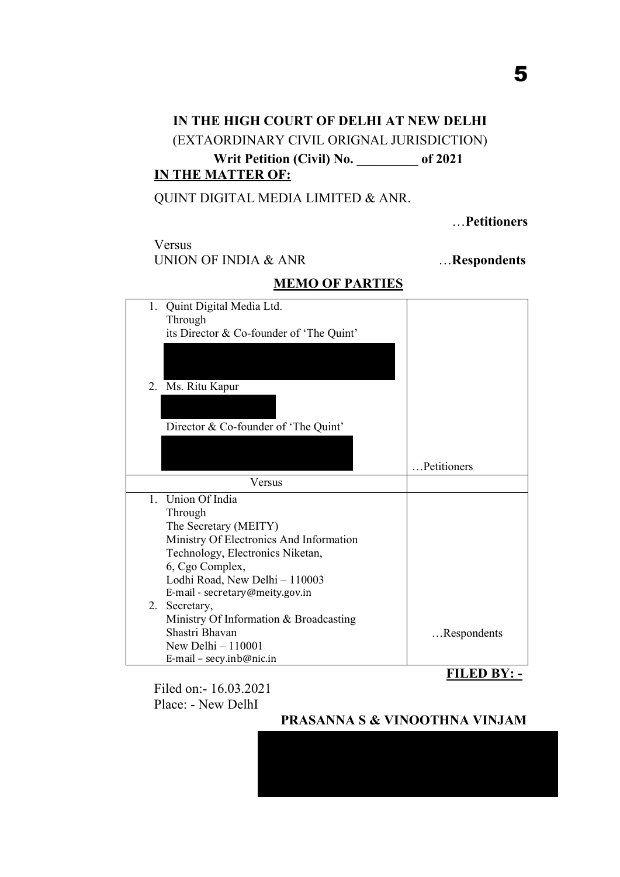**IN THE HIGH COURT OF DELHI AT NEW DELHI**

(EXTAORDINARY CIVIL ORIGNAL JURISDICTION)

**Writ Petition (Civil) No. _________ of 2021**

**IN THE MATTER OF:**

QUINT DIGITAL MEDIA LIMITED & ANR.

…**Petitioners**

Versus

UNION OF INDIA & ANR …**Respondents**

**MEMO OF PARTIES**

| | |
|---|---|
| 1. Quint Digital Media Ltd.<br>Through<br>its Director & Co-founder of 'The Quint'<br><br>2. Ms. Ritu Kapur<br><br>Director & Co-founder of 'The Quint' | …Petitioners |
| Versus | |
| 1. Union Of India<br>Through<br>The Secretary (MEITY)<br>Ministry Of Electronics And Information Technology, Electronics Niketan,<br>6, Cgo Complex,<br>Lodhi Road, New Delhi – 110003<br>E-mail - secretary@meity.gov.in<br>2. Secretary,<br>Ministry Of Information & Broadcasting<br>Shastri Bhavan<br>New Delhi – 110001<br>E-mail – secy.inb@nic.in | …Respondents |

**FILED BY: -**

Filed on:- 16.03.2021

Place: - New DelhI

**PRASANNA S & VINOOTHNA VINJAM**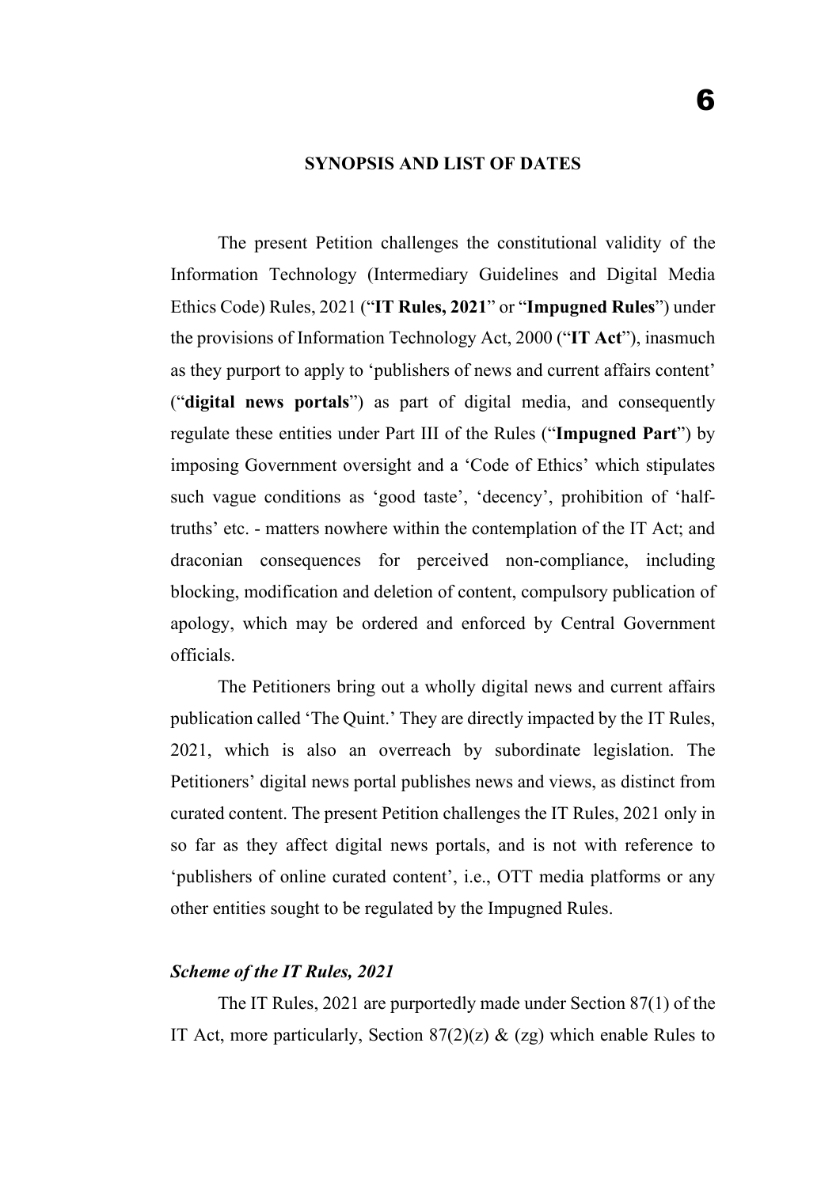## SYNOPSIS AND LIST OF DATES

The present Petition challenges the constitutional validity of the Information Technology (Intermediary Guidelines and Digital Media Ethics Code) Rules, 2021 ("**IT Rules, 2021**" or "**Impugned Rules**") under the provisions of Information Technology Act, 2000 ("**IT Act**"), inasmuch as they purport to apply to 'publishers of news and current affairs content' ("**digital news portals**") as part of digital media, and consequently regulate these entities under Part III of the Rules ("**Impugned Part**") by imposing Government oversight and a 'Code of Ethics' which stipulates such vague conditions as 'good taste', 'decency', prohibition of 'half-truths' etc. - matters nowhere within the contemplation of the IT Act; and draconian consequences for perceived non-compliance, including blocking, modification and deletion of content, compulsory publication of apology, which may be ordered and enforced by Central Government officials.

The Petitioners bring out a wholly digital news and current affairs publication called 'The Quint.' They are directly impacted by the IT Rules, 2021, which is also an overreach by subordinate legislation. The Petitioners' digital news portal publishes news and views, as distinct from curated content. The present Petition challenges the IT Rules, 2021 only in so far as they affect digital news portals, and is not with reference to 'publishers of online curated content', i.e., OTT media platforms or any other entities sought to be regulated by the Impugned Rules.

### *Scheme of the IT Rules, 2021*

The IT Rules, 2021 are purportedly made under Section 87(1) of the IT Act, more particularly, Section 87(2)(z) & (zg) which enable Rules to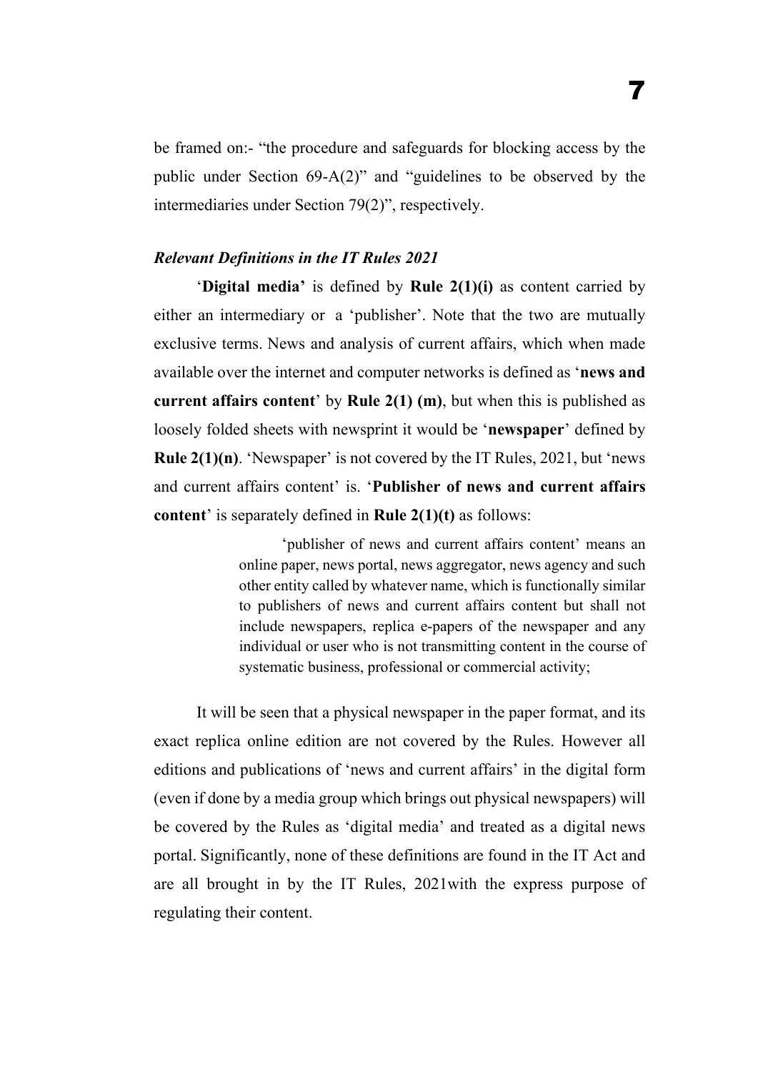be framed on:- "the procedure and safeguards for blocking access by the public under Section 69-A(2)" and "guidelines to be observed by the intermediaries under Section 79(2)", respectively.

***Relevant Definitions in the IT Rules 2021***

'**Digital media'** is defined by **Rule 2(1)(i)** as content carried by either an intermediary or a 'publisher'. Note that the two are mutually exclusive terms. News and analysis of current affairs, which when made available over the internet and computer networks is defined as '**news and current affairs content**' by **Rule 2(1) (m)**, but when this is published as loosely folded sheets with newsprint it would be '**newspaper**' defined by **Rule 2(1)(n)**. 'Newspaper' is not covered by the IT Rules, 2021, but 'news and current affairs content' is. '**Publisher of news and current affairs content**' is separately defined in **Rule 2(1)(t)** as follows:

> 'publisher of news and current affairs content' means an online paper, news portal, news aggregator, news agency and such other entity called by whatever name, which is functionally similar to publishers of news and current affairs content but shall not include newspapers, replica e-papers of the newspaper and any individual or user who is not transmitting content in the course of systematic business, professional or commercial activity;

It will be seen that a physical newspaper in the paper format, and its exact replica online edition are not covered by the Rules. However all editions and publications of 'news and current affairs' in the digital form (even if done by a media group which brings out physical newspapers) will be covered by the Rules as 'digital media' and treated as a digital news portal. Significantly, none of these definitions are found in the IT Act and are all brought in by the IT Rules, 2021with the express purpose of regulating their content.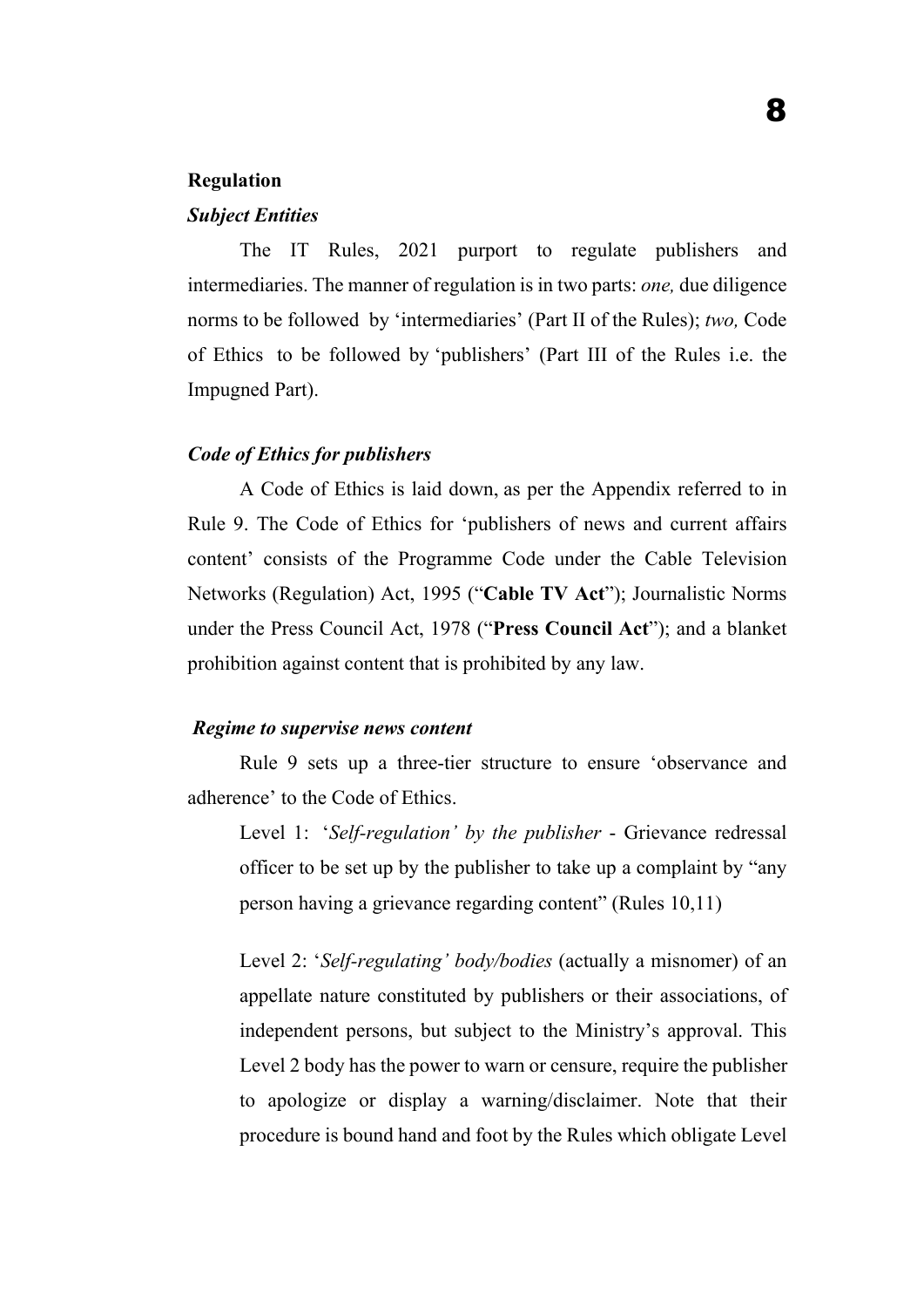**Regulation**

***Subject Entities***

The IT Rules, 2021 purport to regulate publishers and intermediaries. The manner of regulation is in two parts: *one,* due diligence norms to be followed by 'intermediaries' (Part II of the Rules); *two,* Code of Ethics to be followed by 'publishers' (Part III of the Rules i.e. the Impugned Part).

***Code of Ethics for publishers***

A Code of Ethics is laid down, as per the Appendix referred to in Rule 9. The Code of Ethics for 'publishers of news and current affairs content' consists of the Programme Code under the Cable Television Networks (Regulation) Act, 1995 ("**Cable TV Act**"); Journalistic Norms under the Press Council Act, 1978 ("**Press Council Act**"); and a blanket prohibition against content that is prohibited by any law.

***Regime to supervise news content***

Rule 9 sets up a three-tier structure to ensure 'observance and adherence' to the Code of Ethics.

Level 1: '*Self-regulation' by the publisher* - Grievance redressal officer to be set up by the publisher to take up a complaint by "any person having a grievance regarding content" (Rules 10,11)

Level 2: '*Self-regulating' body/bodies* (actually a misnomer) of an appellate nature constituted by publishers or their associations, of independent persons, but subject to the Ministry's approval. This Level 2 body has the power to warn or censure, require the publisher to apologize or display a warning/disclaimer. Note that their procedure is bound hand and foot by the Rules which obligate Level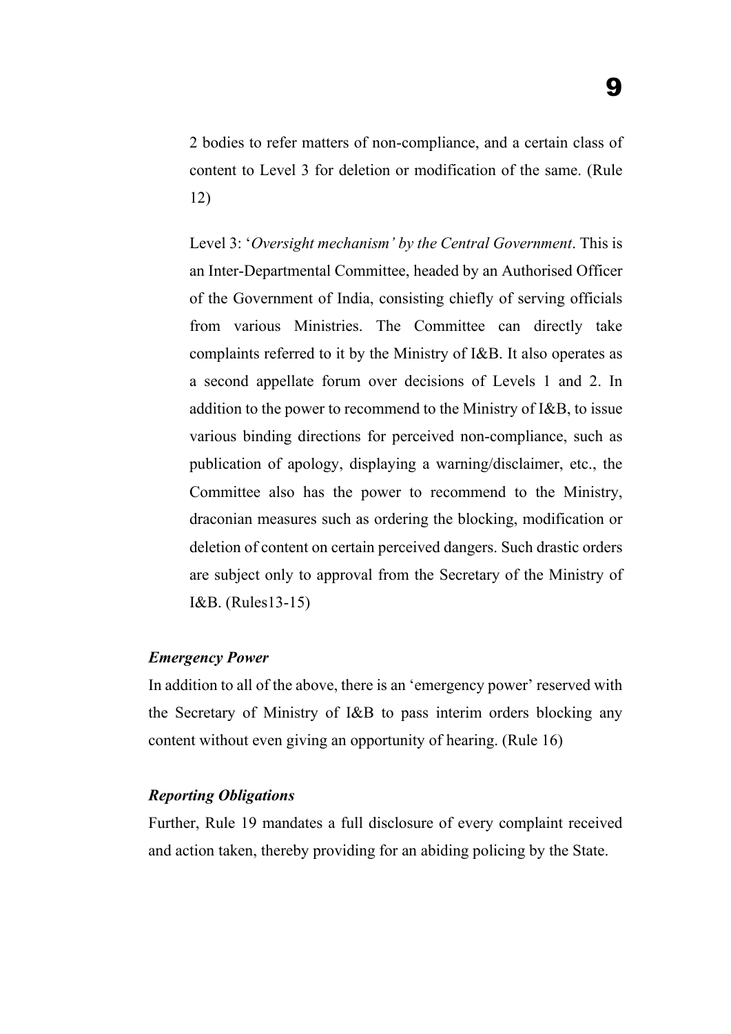2 bodies to refer matters of non-compliance, and a certain class of content to Level 3 for deletion or modification of the same. (Rule 12)

Level 3: '*Oversight mechanism' by the Central Government*. This is an Inter-Departmental Committee, headed by an Authorised Officer of the Government of India, consisting chiefly of serving officials from various Ministries. The Committee can directly take complaints referred to it by the Ministry of I&B. It also operates as a second appellate forum over decisions of Levels 1 and 2. In addition to the power to recommend to the Ministry of I&B, to issue various binding directions for perceived non-compliance, such as publication of apology, displaying a warning/disclaimer, etc., the Committee also has the power to recommend to the Ministry, draconian measures such as ordering the blocking, modification or deletion of content on certain perceived dangers. Such drastic orders are subject only to approval from the Secretary of the Ministry of I&B. (Rules13-15)

***Emergency Power***

In addition to all of the above, there is an 'emergency power' reserved with the Secretary of Ministry of I&B to pass interim orders blocking any content without even giving an opportunity of hearing. (Rule 16)

***Reporting Obligations***

Further, Rule 19 mandates a full disclosure of every complaint received and action taken, thereby providing for an abiding policing by the State.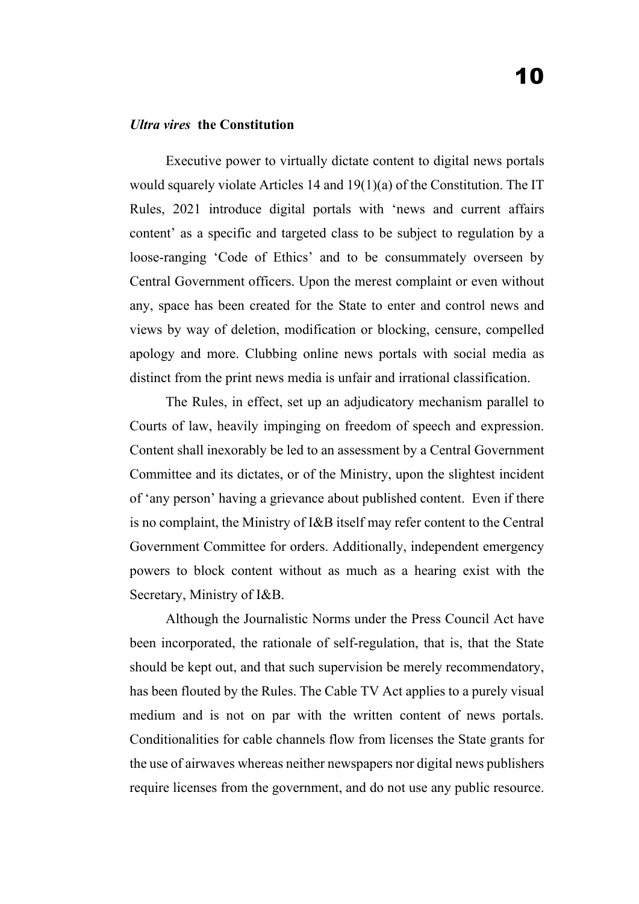***Ultra vires* the Constitution**

Executive power to virtually dictate content to digital news portals would squarely violate Articles 14 and 19(1)(a) of the Constitution. The IT Rules, 2021 introduce digital portals with 'news and current affairs content' as a specific and targeted class to be subject to regulation by a loose-ranging 'Code of Ethics' and to be consummately overseen by Central Government officers. Upon the merest complaint or even without any, space has been created for the State to enter and control news and views by way of deletion, modification or blocking, censure, compelled apology and more. Clubbing online news portals with social media as distinct from the print news media is unfair and irrational classification.

The Rules, in effect, set up an adjudicatory mechanism parallel to Courts of law, heavily impinging on freedom of speech and expression. Content shall inexorably be led to an assessment by a Central Government Committee and its dictates, or of the Ministry, upon the slightest incident of 'any person' having a grievance about published content. Even if there is no complaint, the Ministry of I&B itself may refer content to the Central Government Committee for orders. Additionally, independent emergency powers to block content without as much as a hearing exist with the Secretary, Ministry of I&B.

Although the Journalistic Norms under the Press Council Act have been incorporated, the rationale of self-regulation, that is, that the State should be kept out, and that such supervision be merely recommendatory, has been flouted by the Rules. The Cable TV Act applies to a purely visual medium and is not on par with the written content of news portals. Conditionalities for cable channels flow from licenses the State grants for the use of airwaves whereas neither newspapers nor digital news publishers require licenses from the government, and do not use any public resource.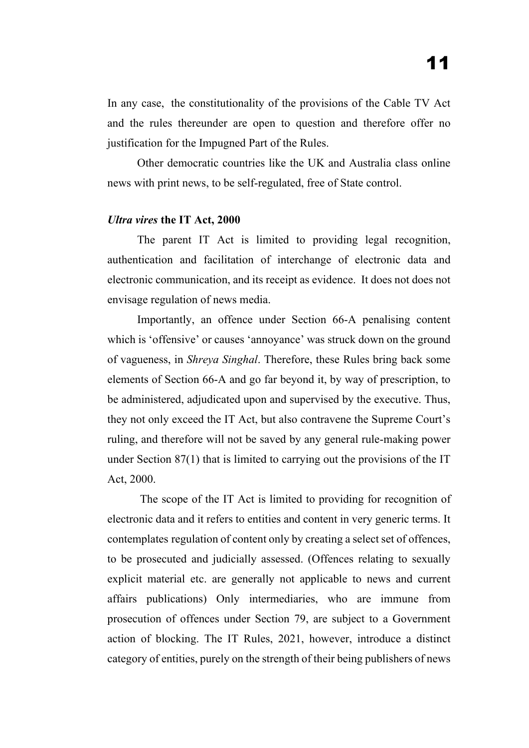In any case, the constitutionality of the provisions of the Cable TV Act and the rules thereunder are open to question and therefore offer no justification for the Impugned Part of the Rules.

Other democratic countries like the UK and Australia class online news with print news, to be self-regulated, free of State control.

### *Ultra vires* the IT Act, 2000

The parent IT Act is limited to providing legal recognition, authentication and facilitation of interchange of electronic data and electronic communication, and its receipt as evidence. It does not does not envisage regulation of news media.

Importantly, an offence under Section 66-A penalising content which is 'offensive' or causes 'annoyance' was struck down on the ground of vagueness, in *Shreya Singhal*. Therefore, these Rules bring back some elements of Section 66-A and go far beyond it, by way of prescription, to be administered, adjudicated upon and supervised by the executive. Thus, they not only exceed the IT Act, but also contravene the Supreme Court's ruling, and therefore will not be saved by any general rule-making power under Section 87(1) that is limited to carrying out the provisions of the IT Act, 2000.

The scope of the IT Act is limited to providing for recognition of electronic data and it refers to entities and content in very generic terms. It contemplates regulation of content only by creating a select set of offences, to be prosecuted and judicially assessed. (Offences relating to sexually explicit material etc. are generally not applicable to news and current affairs publications) Only intermediaries, who are immune from prosecution of offences under Section 79, are subject to a Government action of blocking. The IT Rules, 2021, however, introduce a distinct category of entities, purely on the strength of their being publishers of news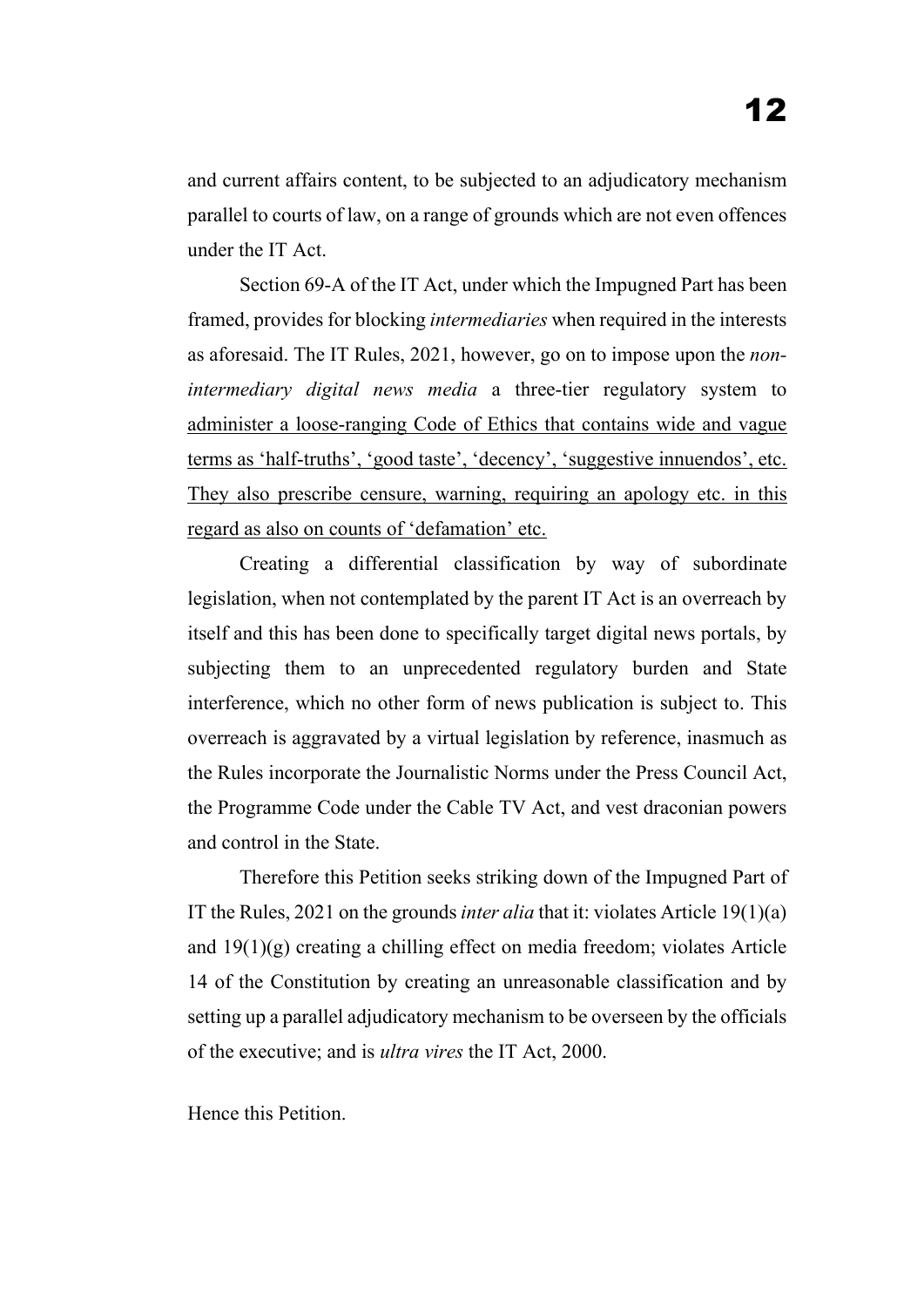and current affairs content, to be subjected to an adjudicatory mechanism parallel to courts of law, on a range of grounds which are not even offences under the IT Act.

Section 69-A of the IT Act, under which the Impugned Part has been framed, provides for blocking *intermediaries* when required in the interests as aforesaid. The IT Rules, 2021, however, go on to impose upon the *non-intermediary digital news media* a three-tier regulatory system to <u>administer a loose-ranging Code of Ethics that contains wide and vague terms as 'half-truths', 'good taste', 'decency', 'suggestive innuendos', etc. They also prescribe censure, warning, requiring an apology etc. in this regard as also on counts of 'defamation' etc.</u>

Creating a differential classification by way of subordinate legislation, when not contemplated by the parent IT Act is an overreach by itself and this has been done to specifically target digital news portals, by subjecting them to an unprecedented regulatory burden and State interference, which no other form of news publication is subject to. This overreach is aggravated by a virtual legislation by reference, inasmuch as the Rules incorporate the Journalistic Norms under the Press Council Act, the Programme Code under the Cable TV Act, and vest draconian powers and control in the State.

Therefore this Petition seeks striking down of the Impugned Part of IT the Rules, 2021 on the grounds *inter alia* that it: violates Article 19(1)(a) and 19(1)(g) creating a chilling effect on media freedom; violates Article 14 of the Constitution by creating an unreasonable classification and by setting up a parallel adjudicatory mechanism to be overseen by the officials of the executive; and is *ultra vires* the IT Act, 2000.

Hence this Petition.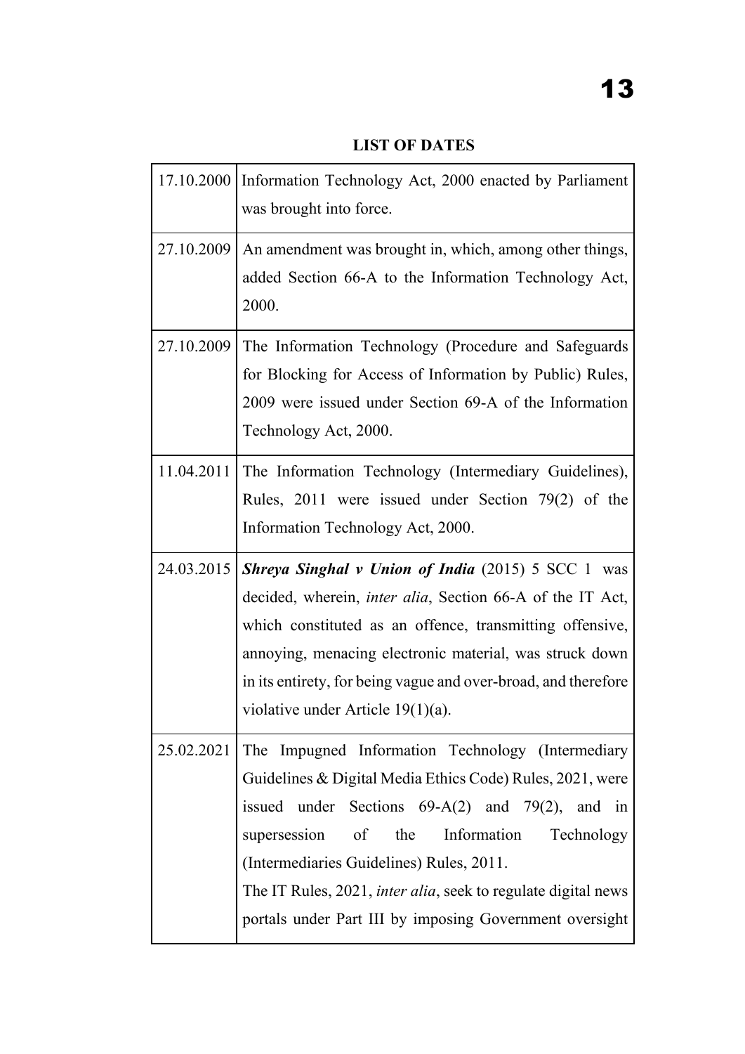**LIST OF DATES**

| | |
|---|---|
| 17.10.2000 | Information Technology Act, 2000 enacted by Parliament was brought into force. |
| 27.10.2009 | An amendment was brought in, which, among other things, added Section 66-A to the Information Technology Act, 2000. |
| 27.10.2009 | The Information Technology (Procedure and Safeguards for Blocking for Access of Information by Public) Rules, 2009 were issued under Section 69-A of the Information Technology Act, 2000. |
| 11.04.2011 | The Information Technology (Intermediary Guidelines), Rules, 2011 were issued under Section 79(2) of the Information Technology Act, 2000. |
| 24.03.2015 | ***Shreya Singhal v Union of India*** (2015) 5 SCC 1 was decided, wherein, *inter alia*, Section 66-A of the IT Act, which constituted as an offence, transmitting offensive, annoying, menacing electronic material, was struck down in its entirety, for being vague and over-broad, and therefore violative under Article 19(1)(a). |
| 25.02.2021 | The Impugned Information Technology (Intermediary Guidelines & Digital Media Ethics Code) Rules, 2021, were issued under Sections 69-A(2) and 79(2), and in supersession of the Information Technology (Intermediaries Guidelines) Rules, 2011.<br>The IT Rules, 2021, *inter alia*, seek to regulate digital news portals under Part III by imposing Government oversight |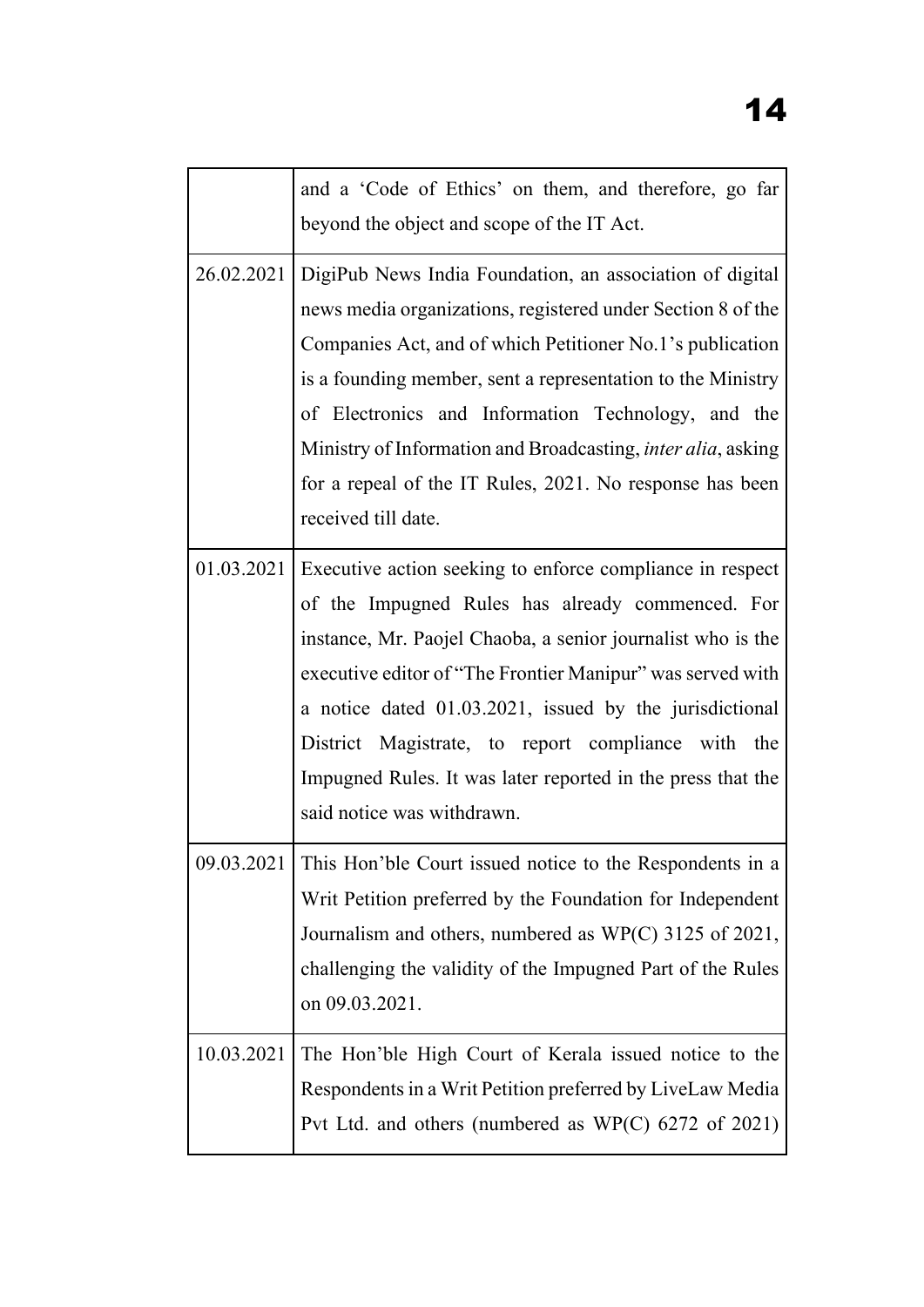| | |
|---|---|
| | and a 'Code of Ethics' on them, and therefore, go far beyond the object and scope of the IT Act. |
| 26.02.2021 | DigiPub News India Foundation, an association of digital news media organizations, registered under Section 8 of the Companies Act, and of which Petitioner No.1's publication is a founding member, sent a representation to the Ministry of Electronics and Information Technology, and the Ministry of Information and Broadcasting, *inter alia*, asking for a repeal of the IT Rules, 2021. No response has been received till date. |
| 01.03.2021 | Executive action seeking to enforce compliance in respect of the Impugned Rules has already commenced. For instance, Mr. Paojel Chaoba, a senior journalist who is the executive editor of "The Frontier Manipur" was served with a notice dated 01.03.2021, issued by the jurisdictional District Magistrate, to report compliance with the Impugned Rules. It was later reported in the press that the said notice was withdrawn. |
| 09.03.2021 | This Hon'ble Court issued notice to the Respondents in a Writ Petition preferred by the Foundation for Independent Journalism and others, numbered as WP(C) 3125 of 2021, challenging the validity of the Impugned Part of the Rules on 09.03.2021. |
| 10.03.2021 | The Hon'ble High Court of Kerala issued notice to the Respondents in a Writ Petition preferred by LiveLaw Media Pvt Ltd. and others (numbered as WP(C) 6272 of 2021) |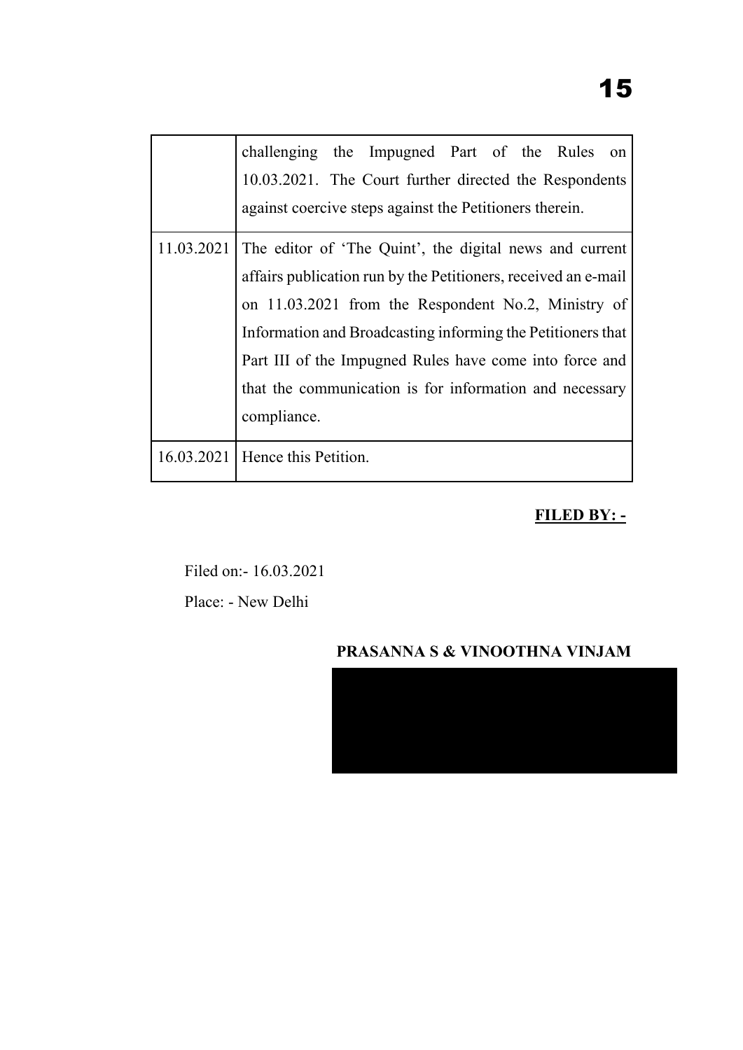|  |  |
| --- | --- |
|  | challenging the Impugned Part of the Rules on 10.03.2021. The Court further directed the Respondents against coercive steps against the Petitioners therein. |
| 11.03.2021 | The editor of 'The Quint', the digital news and current affairs publication run by the Petitioners, received an e-mail on 11.03.2021 from the Respondent No.2, Ministry of Information and Broadcasting informing the Petitioners that Part III of the Impugned Rules have come into force and that the communication is for information and necessary compliance. |
| 16.03.2021 | Hence this Petition. |

**FILED BY: -**

Filed on:- 16.03.2021

Place: - New Delhi

**PRASANNA S & VINOOTHNA VINJAM**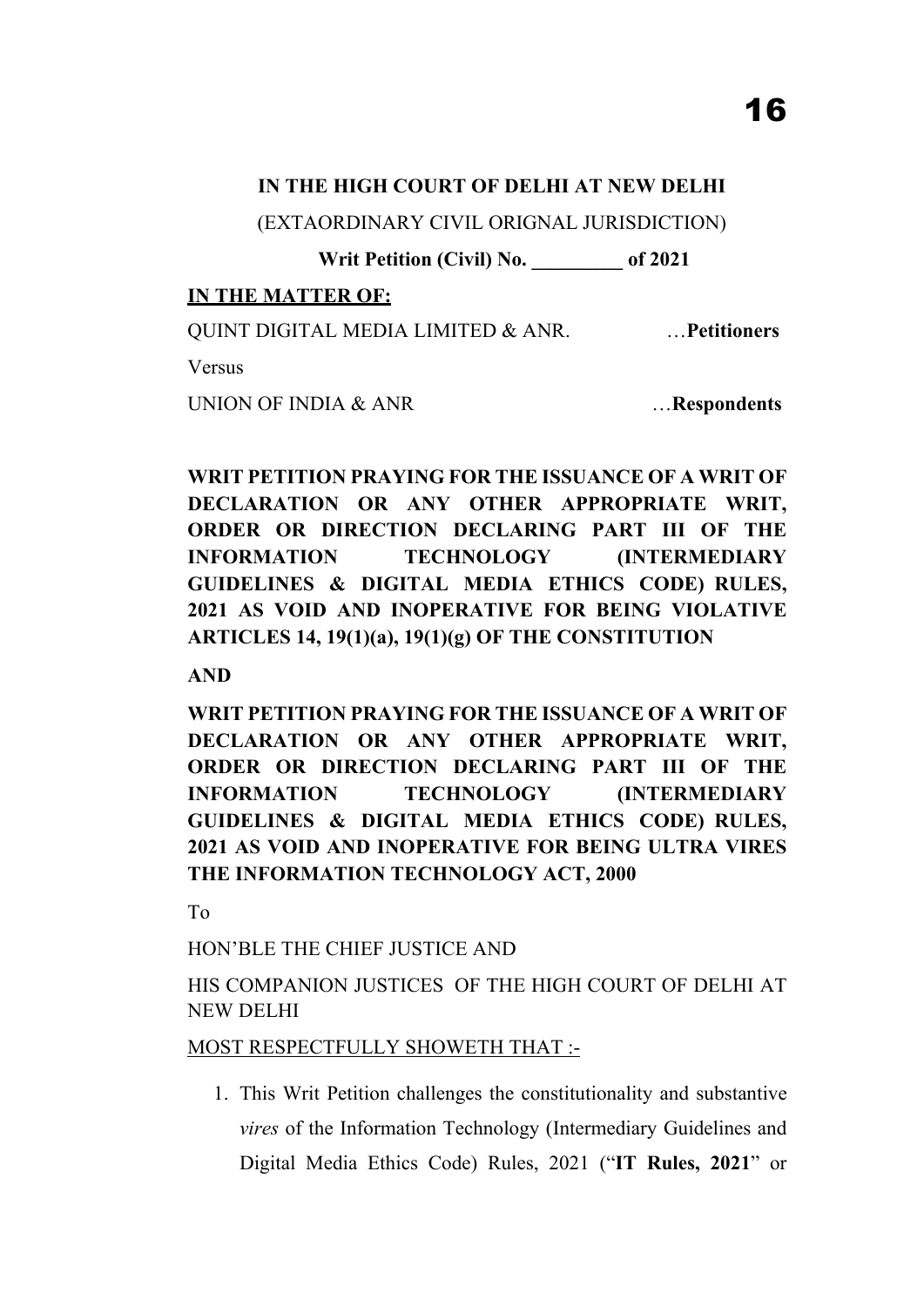**IN THE HIGH COURT OF DELHI AT NEW DELHI**

(EXTAORDINARY CIVIL ORIGNAL JURISDICTION)

**Writ Petition (Civil) No. _________ of 2021**

**IN THE MATTER OF:**

QUINT DIGITAL MEDIA LIMITED & ANR. …**Petitioners**

Versus

UNION OF INDIA & ANR …**Respondents**

**WRIT PETITION PRAYING FOR THE ISSUANCE OF A WRIT OF DECLARATION OR ANY OTHER APPROPRIATE WRIT, ORDER OR DIRECTION DECLARING PART III OF THE INFORMATION TECHNOLOGY (INTERMEDIARY GUIDELINES & DIGITAL MEDIA ETHICS CODE) RULES, 2021 AS VOID AND INOPERATIVE FOR BEING VIOLATIVE ARTICLES 14, 19(1)(a), 19(1)(g) OF THE CONSTITUTION**

**AND**

**WRIT PETITION PRAYING FOR THE ISSUANCE OF A WRIT OF DECLARATION OR ANY OTHER APPROPRIATE WRIT, ORDER OR DIRECTION DECLARING PART III OF THE INFORMATION TECHNOLOGY (INTERMEDIARY GUIDELINES & DIGITAL MEDIA ETHICS CODE) RULES, 2021 AS VOID AND INOPERATIVE FOR BEING ULTRA VIRES THE INFORMATION TECHNOLOGY ACT, 2000**

To

HON'BLE THE CHIEF JUSTICE AND

HIS COMPANION JUSTICES OF THE HIGH COURT OF DELHI AT NEW DELHI

MOST RESPECTFULLY SHOWETH THAT :-

1. This Writ Petition challenges the constitutionality and substantive *vires* of the Information Technology (Intermediary Guidelines and Digital Media Ethics Code) Rules, 2021 ("**IT Rules, 2021**" or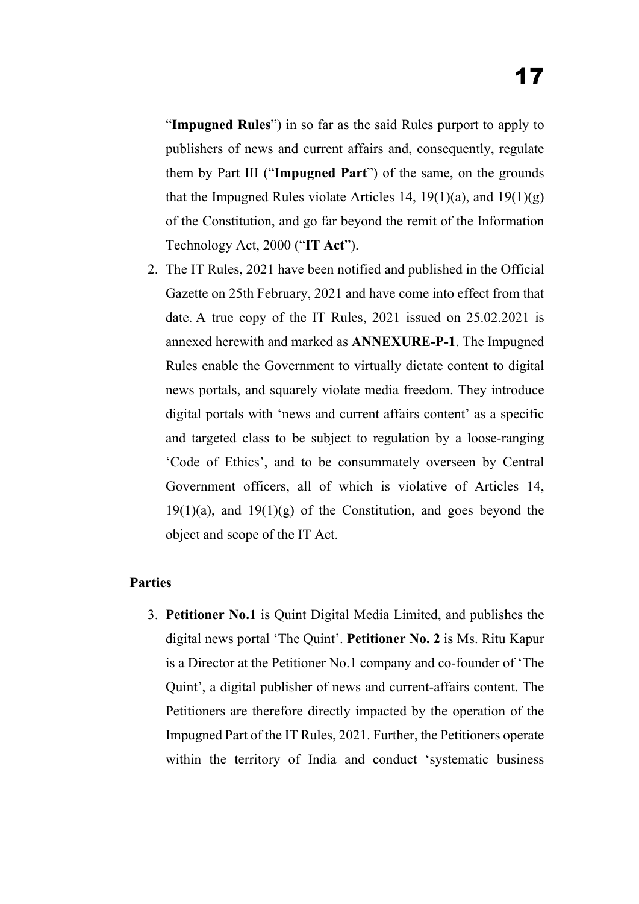"**Impugned Rules**") in so far as the said Rules purport to apply to publishers of news and current affairs and, consequently, regulate them by Part III ("**Impugned Part**") of the same, on the grounds that the Impugned Rules violate Articles 14, 19(1)(a), and 19(1)(g) of the Constitution, and go far beyond the remit of the Information Technology Act, 2000 ("**IT Act**").

2. The IT Rules, 2021 have been notified and published in the Official Gazette on 25th February, 2021 and have come into effect from that date. A true copy of the IT Rules, 2021 issued on 25.02.2021 is annexed herewith and marked as **ANNEXURE-P-1**. The Impugned Rules enable the Government to virtually dictate content to digital news portals, and squarely violate media freedom. They introduce digital portals with 'news and current affairs content' as a specific and targeted class to be subject to regulation by a loose-ranging 'Code of Ethics', and to be consummately overseen by Central Government officers, all of which is violative of Articles 14, 19(1)(a), and 19(1)(g) of the Constitution, and goes beyond the object and scope of the IT Act.

**Parties**

3. **Petitioner No.1** is Quint Digital Media Limited, and publishes the digital news portal 'The Quint'. **Petitioner No. 2** is Ms. Ritu Kapur is a Director at the Petitioner No.1 company and co-founder of 'The Quint', a digital publisher of news and current-affairs content. The Petitioners are therefore directly impacted by the operation of the Impugned Part of the IT Rules, 2021. Further, the Petitioners operate within the territory of India and conduct 'systematic business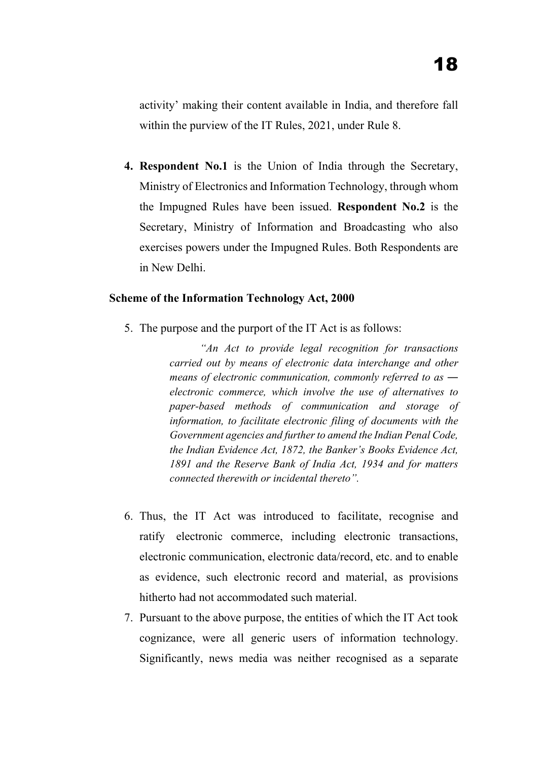activity' making their content available in India, and therefore fall within the purview of the IT Rules, 2021, under Rule 8.

4. **Respondent No.1** is the Union of India through the Secretary, Ministry of Electronics and Information Technology, through whom the Impugned Rules have been issued. **Respondent No.2** is the Secretary, Ministry of Information and Broadcasting who also exercises powers under the Impugned Rules. Both Respondents are in New Delhi.

**Scheme of the Information Technology Act, 2000**

5. The purpose and the purport of the IT Act is as follows:

> *"An Act to provide legal recognition for transactions carried out by means of electronic data interchange and other means of electronic communication, commonly referred to as ― electronic commerce, which involve the use of alternatives to paper-based methods of communication and storage of information, to facilitate electronic filing of documents with the Government agencies and further to amend the Indian Penal Code, the Indian Evidence Act, 1872, the Banker's Books Evidence Act, 1891 and the Reserve Bank of India Act, 1934 and for matters connected therewith or incidental thereto".*

6. Thus, the IT Act was introduced to facilitate, recognise and ratify electronic commerce, including electronic transactions, electronic communication, electronic data/record, etc. and to enable as evidence, such electronic record and material, as provisions hitherto had not accommodated such material.
7. Pursuant to the above purpose, the entities of which the IT Act took cognizance, were all generic users of information technology. Significantly, news media was neither recognised as a separate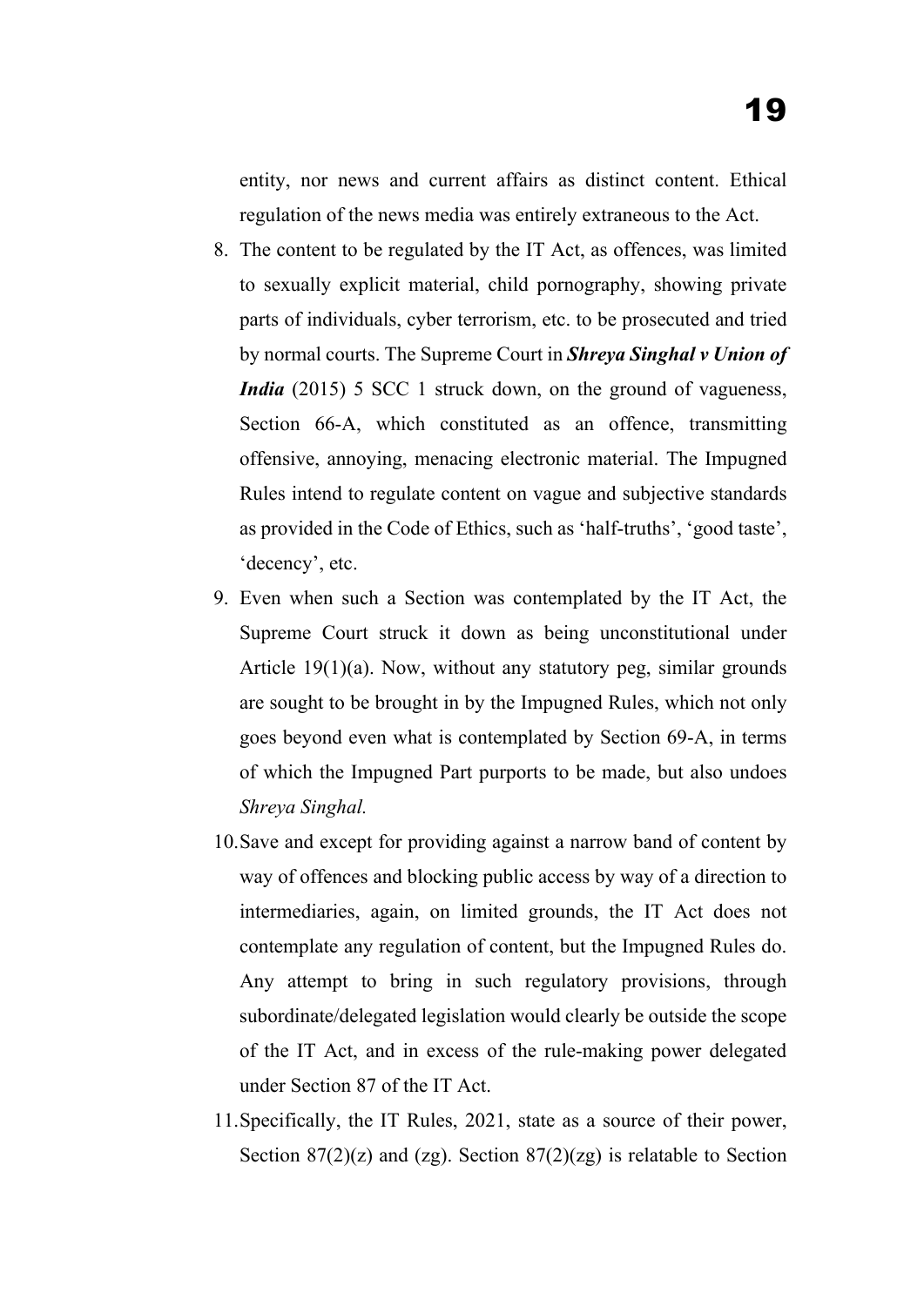entity, nor news and current affairs as distinct content. Ethical regulation of the news media was entirely extraneous to the Act.

8. The content to be regulated by the IT Act, as offences, was limited to sexually explicit material, child pornography, showing private parts of individuals, cyber terrorism, etc. to be prosecuted and tried by normal courts. The Supreme Court in ***Shreya Singhal v Union of India*** (2015) 5 SCC 1 struck down, on the ground of vagueness, Section 66-A, which constituted as an offence, transmitting offensive, annoying, menacing electronic material. The Impugned Rules intend to regulate content on vague and subjective standards as provided in the Code of Ethics, such as 'half-truths', 'good taste', 'decency', etc.
9. Even when such a Section was contemplated by the IT Act, the Supreme Court struck it down as being unconstitutional under Article 19(1)(a). Now, without any statutory peg, similar grounds are sought to be brought in by the Impugned Rules, which not only goes beyond even what is contemplated by Section 69-A, in terms of which the Impugned Part purports to be made, but also undoes *Shreya Singhal.*
10. Save and except for providing against a narrow band of content by way of offences and blocking public access by way of a direction to intermediaries, again, on limited grounds, the IT Act does not contemplate any regulation of content, but the Impugned Rules do. Any attempt to bring in such regulatory provisions, through subordinate/delegated legislation would clearly be outside the scope of the IT Act, and in excess of the rule-making power delegated under Section 87 of the IT Act.
11. Specifically, the IT Rules, 2021, state as a source of their power, Section 87(2)(z) and (zg). Section 87(2)(zg) is relatable to Section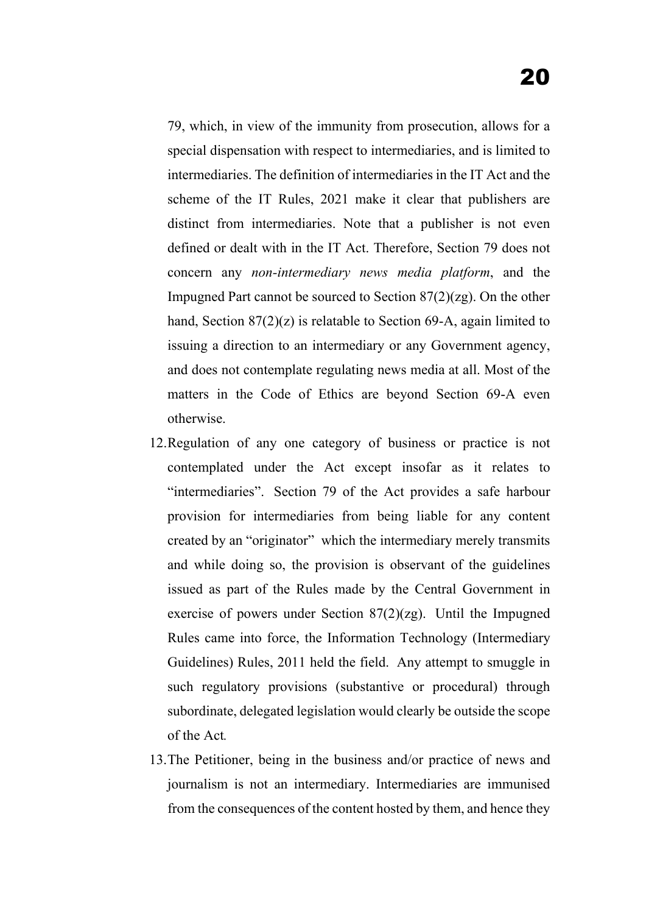79, which, in view of the immunity from prosecution, allows for a special dispensation with respect to intermediaries, and is limited to intermediaries. The definition of intermediaries in the IT Act and the scheme of the IT Rules, 2021 make it clear that publishers are distinct from intermediaries. Note that a publisher is not even defined or dealt with in the IT Act. Therefore, Section 79 does not concern any *non-intermediary news media platform*, and the Impugned Part cannot be sourced to Section 87(2)(zg). On the other hand, Section 87(2)(z) is relatable to Section 69-A, again limited to issuing a direction to an intermediary or any Government agency, and does not contemplate regulating news media at all. Most of the matters in the Code of Ethics are beyond Section 69-A even otherwise.

12. Regulation of any one category of business or practice is not contemplated under the Act except insofar as it relates to "intermediaries". Section 79 of the Act provides a safe harbour provision for intermediaries from being liable for any content created by an "originator" which the intermediary merely transmits and while doing so, the provision is observant of the guidelines issued as part of the Rules made by the Central Government in exercise of powers under Section 87(2)(zg). Until the Impugned Rules came into force, the Information Technology (Intermediary Guidelines) Rules, 2011 held the field. Any attempt to smuggle in such regulatory provisions (substantive or procedural) through subordinate, delegated legislation would clearly be outside the scope of the Act.

13. The Petitioner, being in the business and/or practice of news and journalism is not an intermediary. Intermediaries are immunised from the consequences of the content hosted by them, and hence they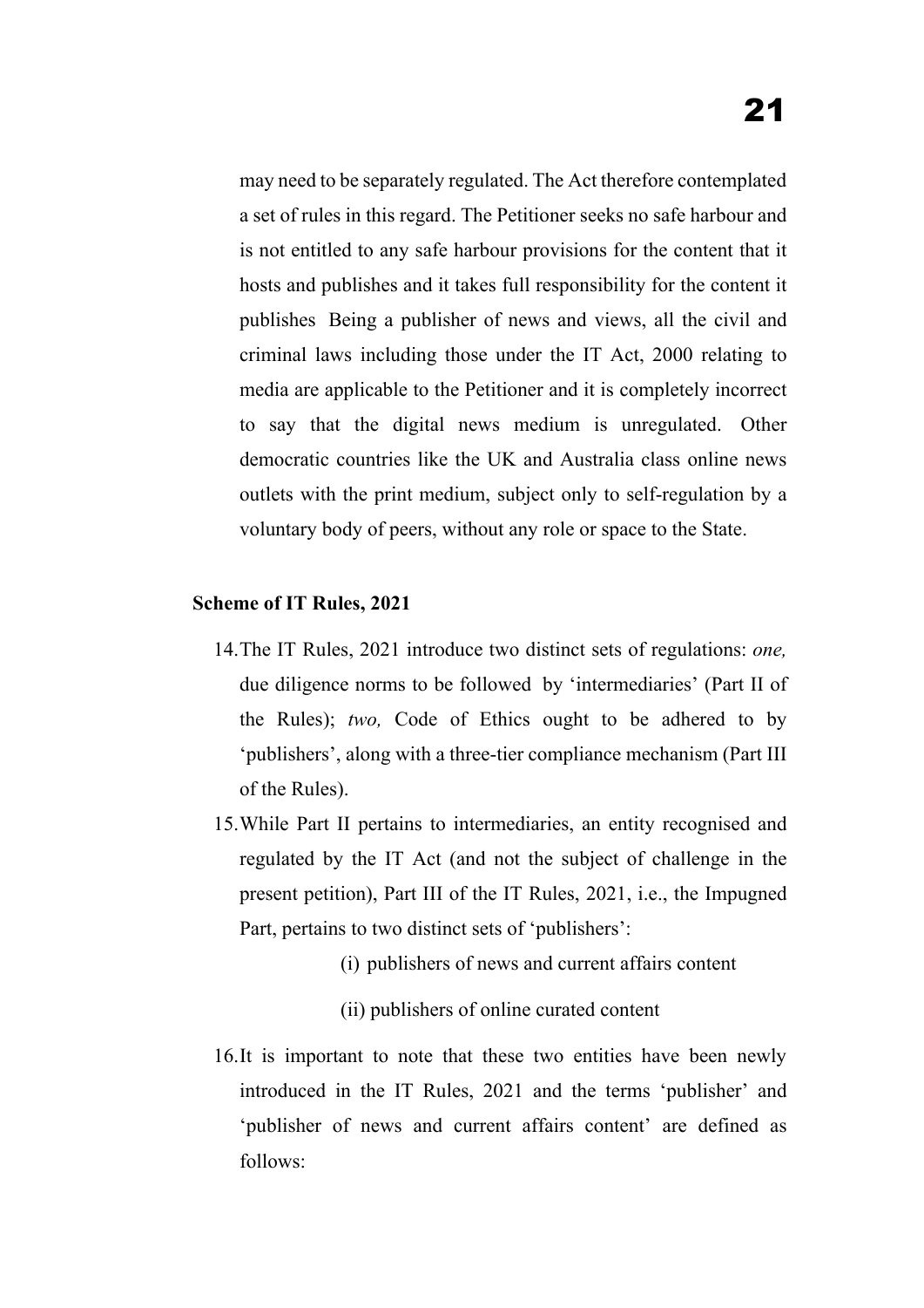may need to be separately regulated. The Act therefore contemplated a set of rules in this regard. The Petitioner seeks no safe harbour and is not entitled to any safe harbour provisions for the content that it hosts and publishes and it takes full responsibility for the content it publishes Being a publisher of news and views, all the civil and criminal laws including those under the IT Act, 2000 relating to media are applicable to the Petitioner and it is completely incorrect to say that the digital news medium is unregulated. Other democratic countries like the UK and Australia class online news outlets with the print medium, subject only to self-regulation by a voluntary body of peers, without any role or space to the State.

**Scheme of IT Rules, 2021**

14. The IT Rules, 2021 introduce two distinct sets of regulations: *one,* due diligence norms to be followed by 'intermediaries' (Part II of the Rules); *two,* Code of Ethics ought to be adhered to by 'publishers', along with a three-tier compliance mechanism (Part III of the Rules).

15. While Part II pertains to intermediaries, an entity recognised and regulated by the IT Act (and not the subject of challenge in the present petition), Part III of the IT Rules, 2021, i.e., the Impugned Part, pertains to two distinct sets of 'publishers':

    (i) publishers of news and current affairs content

    (ii) publishers of online curated content

16. It is important to note that these two entities have been newly introduced in the IT Rules, 2021 and the terms 'publisher' and 'publisher of news and current affairs content' are defined as follows: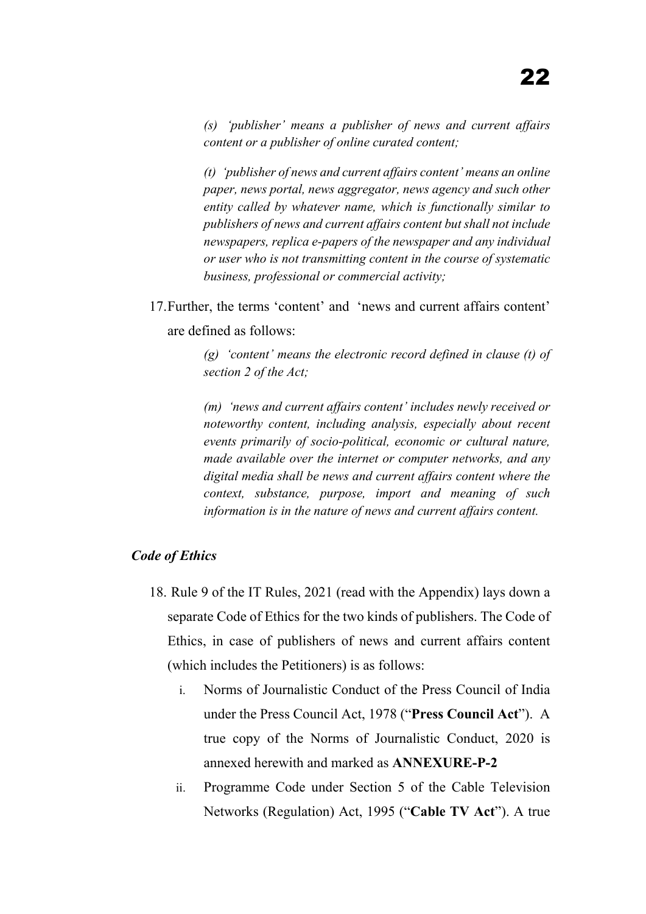*(s) 'publisher' means a publisher of news and current affairs content or a publisher of online curated content;*

*(t) 'publisher of news and current affairs content' means an online paper, news portal, news aggregator, news agency and such other entity called by whatever name, which is functionally similar to publishers of news and current affairs content but shall not include newspapers, replica e-papers of the newspaper and any individual or user who is not transmitting content in the course of systematic business, professional or commercial activity;*

17. Further, the terms 'content' and 'news and current affairs content' are defined as follows:

*(g) 'content' means the electronic record defined in clause (t) of section 2 of the Act;*

*(m) 'news and current affairs content' includes newly received or noteworthy content, including analysis, especially about recent events primarily of socio-political, economic or cultural nature, made available over the internet or computer networks, and any digital media shall be news and current affairs content where the context, substance, purpose, import and meaning of such information is in the nature of news and current affairs content.*

***Code of Ethics***

18. Rule 9 of the IT Rules, 2021 (read with the Appendix) lays down a separate Code of Ethics for the two kinds of publishers. The Code of Ethics, in case of publishers of news and current affairs content (which includes the Petitioners) is as follows:

    i. Norms of Journalistic Conduct of the Press Council of India under the Press Council Act, 1978 ("**Press Council Act**"). A true copy of the Norms of Journalistic Conduct, 2020 is annexed herewith and marked as **ANNEXURE-P-2**

    ii. Programme Code under Section 5 of the Cable Television Networks (Regulation) Act, 1995 ("**Cable TV Act**"). A true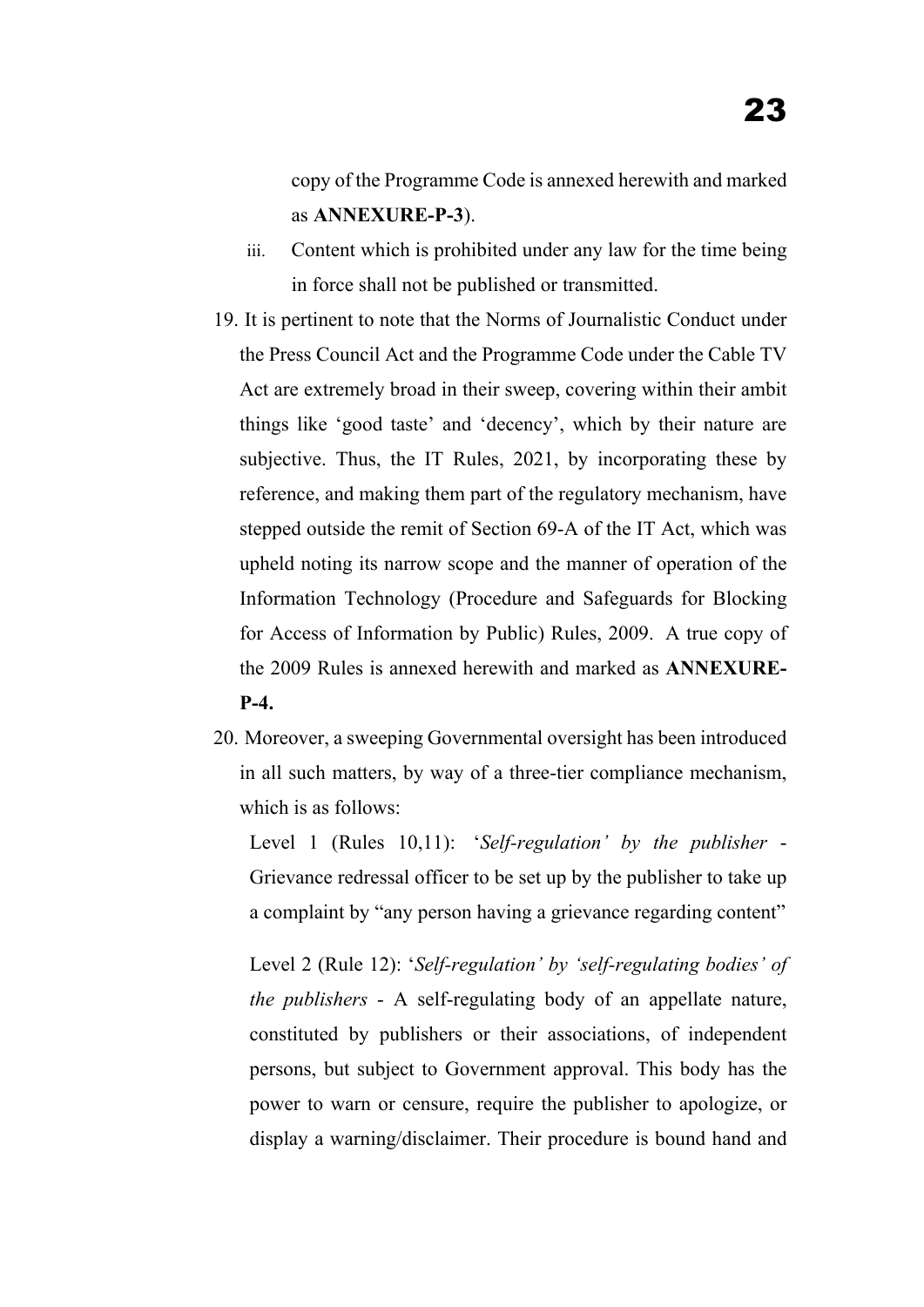copy of the Programme Code is annexed herewith and marked as **ANNEXURE-P-3**).

iii. Content which is prohibited under any law for the time being in force shall not be published or transmitted.

19. It is pertinent to note that the Norms of Journalistic Conduct under the Press Council Act and the Programme Code under the Cable TV Act are extremely broad in their sweep, covering within their ambit things like 'good taste' and 'decency', which by their nature are subjective. Thus, the IT Rules, 2021, by incorporating these by reference, and making them part of the regulatory mechanism, have stepped outside the remit of Section 69-A of the IT Act, which was upheld noting its narrow scope and the manner of operation of the Information Technology (Procedure and Safeguards for Blocking for Access of Information by Public) Rules, 2009. A true copy of the 2009 Rules is annexed herewith and marked as **ANNEXURE-P-4.**

20. Moreover, a sweeping Governmental oversight has been introduced in all such matters, by way of a three-tier compliance mechanism, which is as follows:

    Level 1 (Rules 10,11): '*Self-regulation' by the publisher* - Grievance redressal officer to be set up by the publisher to take up a complaint by "any person having a grievance regarding content"

    Level 2 (Rule 12): '*Self-regulation' by 'self-regulating bodies' of the publishers* - A self-regulating body of an appellate nature, constituted by publishers or their associations, of independent persons, but subject to Government approval. This body has the power to warn or censure, require the publisher to apologize, or display a warning/disclaimer. Their procedure is bound hand and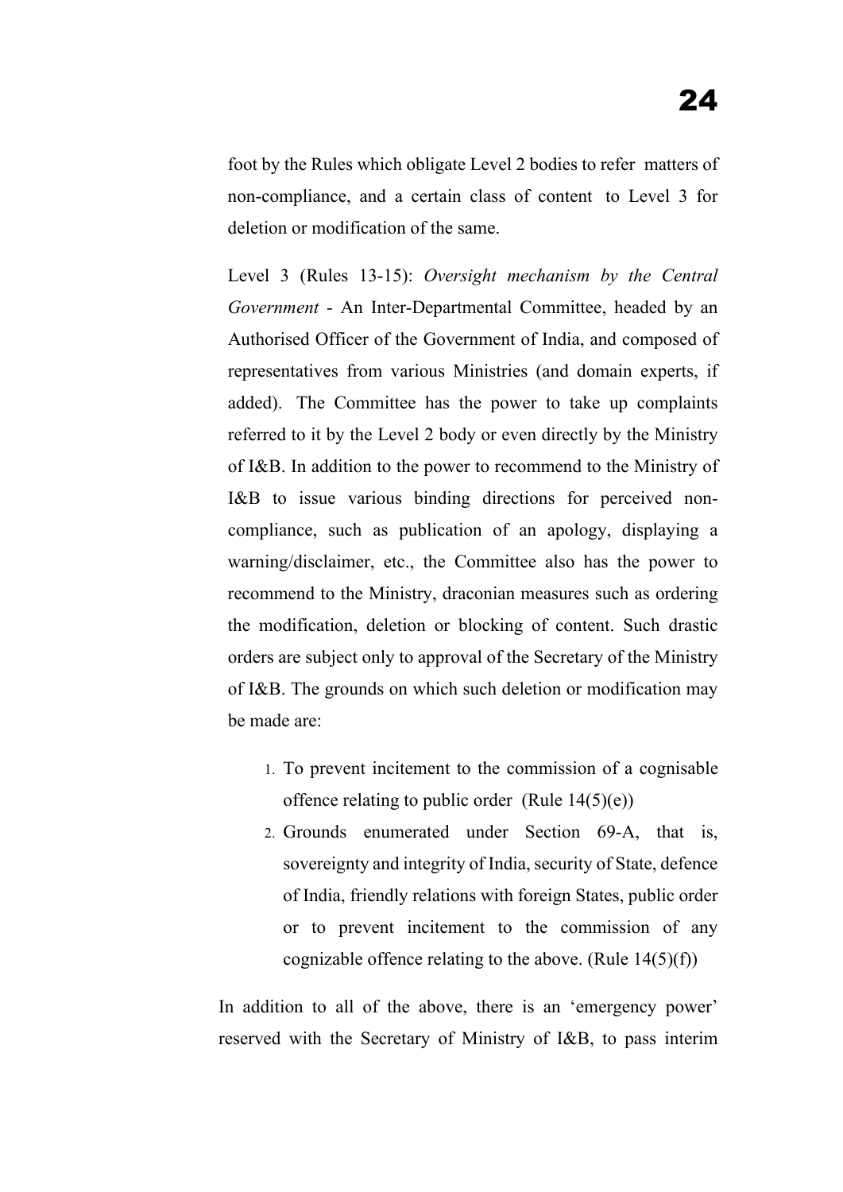foot by the Rules which obligate Level 2 bodies to refer matters of non-compliance, and a certain class of content to Level 3 for deletion or modification of the same.

Level 3 (Rules 13-15): *Oversight mechanism by the Central Government* - An Inter-Departmental Committee, headed by an Authorised Officer of the Government of India, and composed of representatives from various Ministries (and domain experts, if added). The Committee has the power to take up complaints referred to it by the Level 2 body or even directly by the Ministry of I&B. In addition to the power to recommend to the Ministry of I&B to issue various binding directions for perceived non-compliance, such as publication of an apology, displaying a warning/disclaimer, etc., the Committee also has the power to recommend to the Ministry, draconian measures such as ordering the modification, deletion or blocking of content. Such drastic orders are subject only to approval of the Secretary of the Ministry of I&B. The grounds on which such deletion or modification may be made are:

1. To prevent incitement to the commission of a cognisable offence relating to public order (Rule 14(5)(e))
2. Grounds enumerated under Section 69-A, that is, sovereignty and integrity of India, security of State, defence of India, friendly relations with foreign States, public order or to prevent incitement to the commission of any cognizable offence relating to the above. (Rule 14(5)(f))

In addition to all of the above, there is an 'emergency power' reserved with the Secretary of Ministry of I&B, to pass interim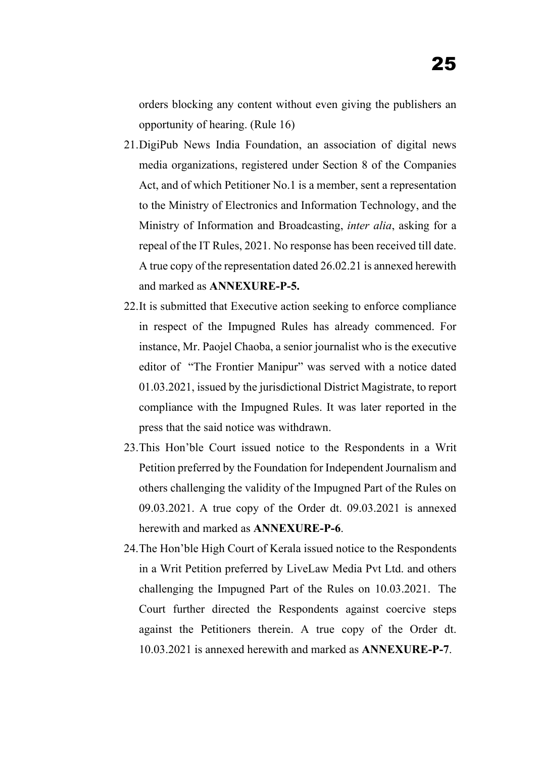orders blocking any content without even giving the publishers an opportunity of hearing. (Rule 16)

21. DigiPub News India Foundation, an association of digital news media organizations, registered under Section 8 of the Companies Act, and of which Petitioner No.1 is a member, sent a representation to the Ministry of Electronics and Information Technology, and the Ministry of Information and Broadcasting, *inter alia*, asking for a repeal of the IT Rules, 2021. No response has been received till date. A true copy of the representation dated 26.02.21 is annexed herewith and marked as **ANNEXURE-P-5.**

22. It is submitted that Executive action seeking to enforce compliance in respect of the Impugned Rules has already commenced. For instance, Mr. Paojel Chaoba, a senior journalist who is the executive editor of "The Frontier Manipur" was served with a notice dated 01.03.2021, issued by the jurisdictional District Magistrate, to report compliance with the Impugned Rules. It was later reported in the press that the said notice was withdrawn.

23. This Hon'ble Court issued notice to the Respondents in a Writ Petition preferred by the Foundation for Independent Journalism and others challenging the validity of the Impugned Part of the Rules on 09.03.2021. A true copy of the Order dt. 09.03.2021 is annexed herewith and marked as **ANNEXURE-P-6**.

24. The Hon'ble High Court of Kerala issued notice to the Respondents in a Writ Petition preferred by LiveLaw Media Pvt Ltd. and others challenging the Impugned Part of the Rules on 10.03.2021. The Court further directed the Respondents against coercive steps against the Petitioners therein. A true copy of the Order dt. 10.03.2021 is annexed herewith and marked as **ANNEXURE-P-7**.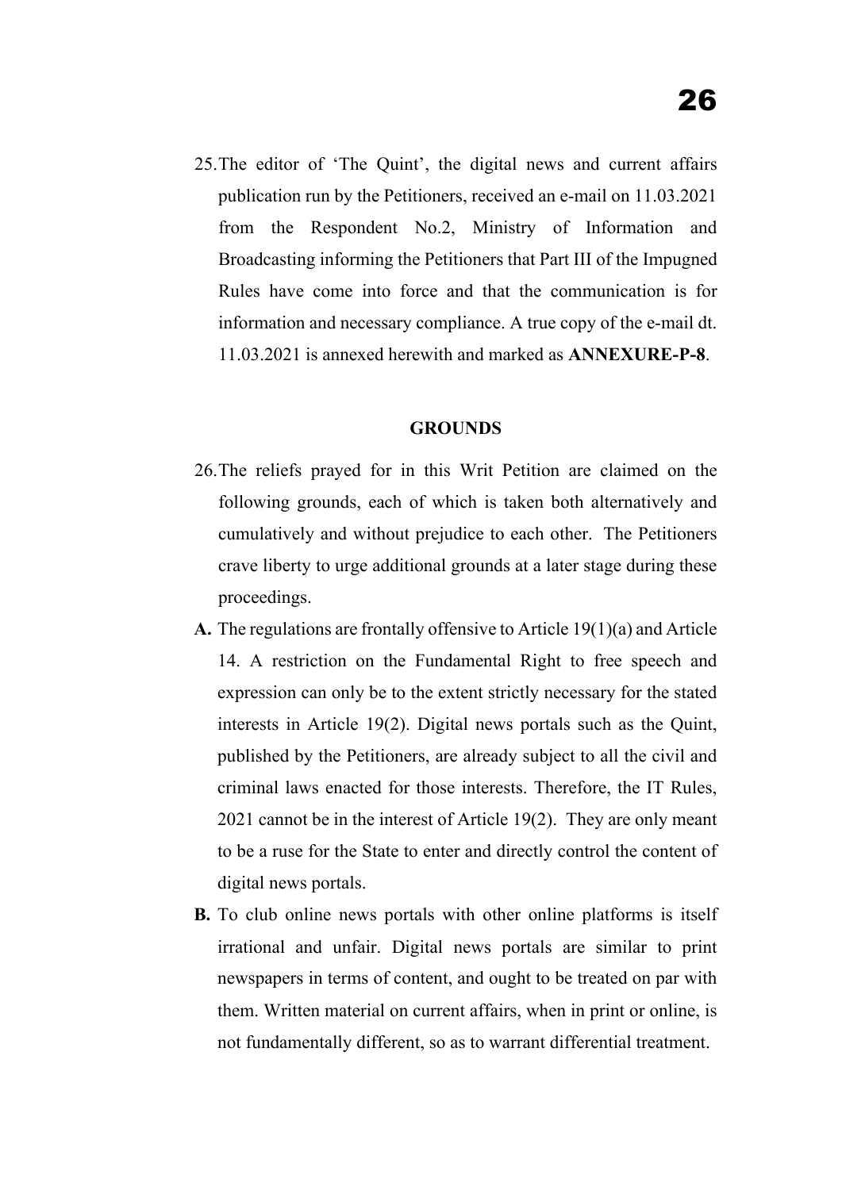25. The editor of 'The Quint', the digital news and current affairs publication run by the Petitioners, received an e-mail on 11.03.2021 from the Respondent No.2, Ministry of Information and Broadcasting informing the Petitioners that Part III of the Impugned Rules have come into force and that the communication is for information and necessary compliance. A true copy of the e-mail dt. 11.03.2021 is annexed herewith and marked as **ANNEXURE-P-8**.

## GROUNDS

26. The reliefs prayed for in this Writ Petition are claimed on the following grounds, each of which is taken both alternatively and cumulatively and without prejudice to each other. The Petitioners crave liberty to urge additional grounds at a later stage during these proceedings.

**A.** The regulations are frontally offensive to Article 19(1)(a) and Article 14. A restriction on the Fundamental Right to free speech and expression can only be to the extent strictly necessary for the stated interests in Article 19(2). Digital news portals such as the Quint, published by the Petitioners, are already subject to all the civil and criminal laws enacted for those interests. Therefore, the IT Rules, 2021 cannot be in the interest of Article 19(2). They are only meant to be a ruse for the State to enter and directly control the content of digital news portals.

**B.** To club online news portals with other online platforms is itself irrational and unfair. Digital news portals are similar to print newspapers in terms of content, and ought to be treated on par with them. Written material on current affairs, when in print or online, is not fundamentally different, so as to warrant differential treatment.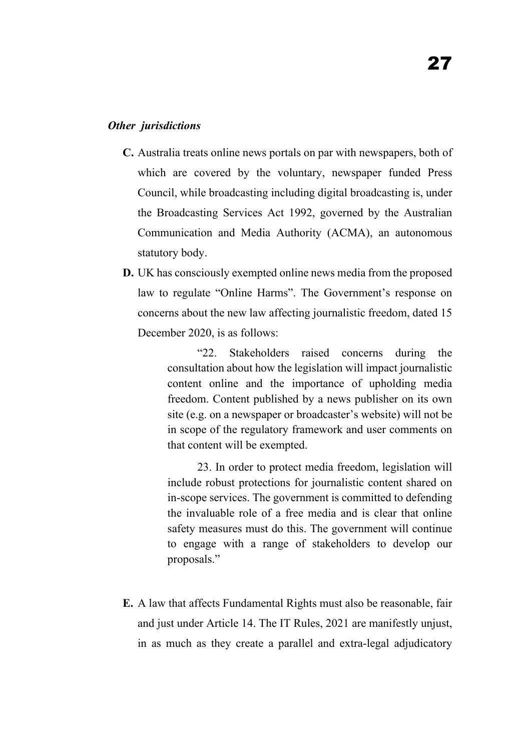***Other jurisdictions***

**C.** Australia treats online news portals on par with newspapers, both of which are covered by the voluntary, newspaper funded Press Council, while broadcasting including digital broadcasting is, under the Broadcasting Services Act 1992, governed by the Australian Communication and Media Authority (ACMA), an autonomous statutory body.

**D.** UK has consciously exempted online news media from the proposed law to regulate "Online Harms". The Government's response on concerns about the new law affecting journalistic freedom, dated 15 December 2020, is as follows:

> "22. Stakeholders raised concerns during the consultation about how the legislation will impact journalistic content online and the importance of upholding media freedom. Content published by a news publisher on its own site (e.g. on a newspaper or broadcaster's website) will not be in scope of the regulatory framework and user comments on that content will be exempted.
>
> 23. In order to protect media freedom, legislation will include robust protections for journalistic content shared on in-scope services. The government is committed to defending the invaluable role of a free media and is clear that online safety measures must do this. The government will continue to engage with a range of stakeholders to develop our proposals."

**E.** A law that affects Fundamental Rights must also be reasonable, fair and just under Article 14. The IT Rules, 2021 are manifestly unjust, in as much as they create a parallel and extra-legal adjudicatory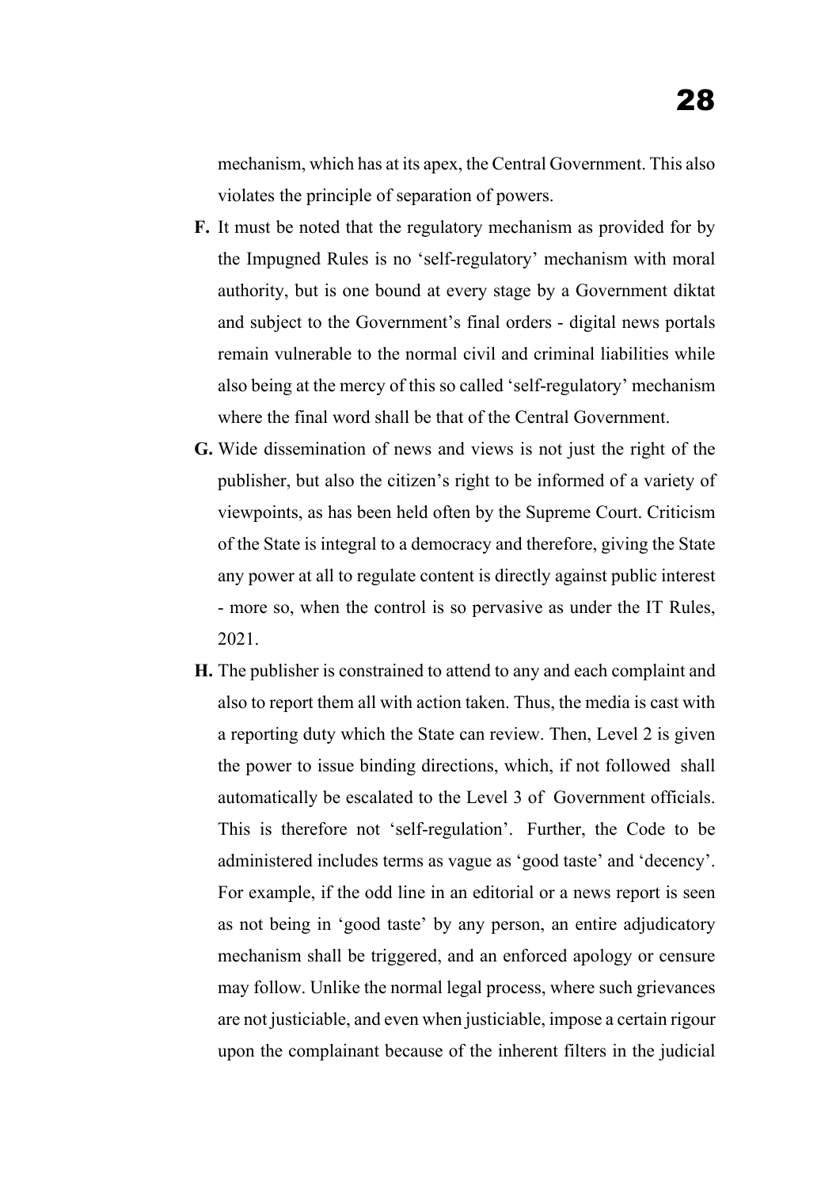mechanism, which has at its apex, the Central Government. This also violates the principle of separation of powers.

**F.** It must be noted that the regulatory mechanism as provided for by the Impugned Rules is no 'self-regulatory' mechanism with moral authority, but is one bound at every stage by a Government diktat and subject to the Government's final orders - digital news portals remain vulnerable to the normal civil and criminal liabilities while also being at the mercy of this so called 'self-regulatory' mechanism where the final word shall be that of the Central Government.

**G.** Wide dissemination of news and views is not just the right of the publisher, but also the citizen's right to be informed of a variety of viewpoints, as has been held often by the Supreme Court. Criticism of the State is integral to a democracy and therefore, giving the State any power at all to regulate content is directly against public interest - more so, when the control is so pervasive as under the IT Rules, 2021.

**H.** The publisher is constrained to attend to any and each complaint and also to report them all with action taken. Thus, the media is cast with a reporting duty which the State can review. Then, Level 2 is given the power to issue binding directions, which, if not followed shall automatically be escalated to the Level 3 of Government officials. This is therefore not 'self-regulation'. Further, the Code to be administered includes terms as vague as 'good taste' and 'decency'. For example, if the odd line in an editorial or a news report is seen as not being in 'good taste' by any person, an entire adjudicatory mechanism shall be triggered, and an enforced apology or censure may follow. Unlike the normal legal process, where such grievances are not justiciable, and even when justiciable, impose a certain rigour upon the complainant because of the inherent filters in the judicial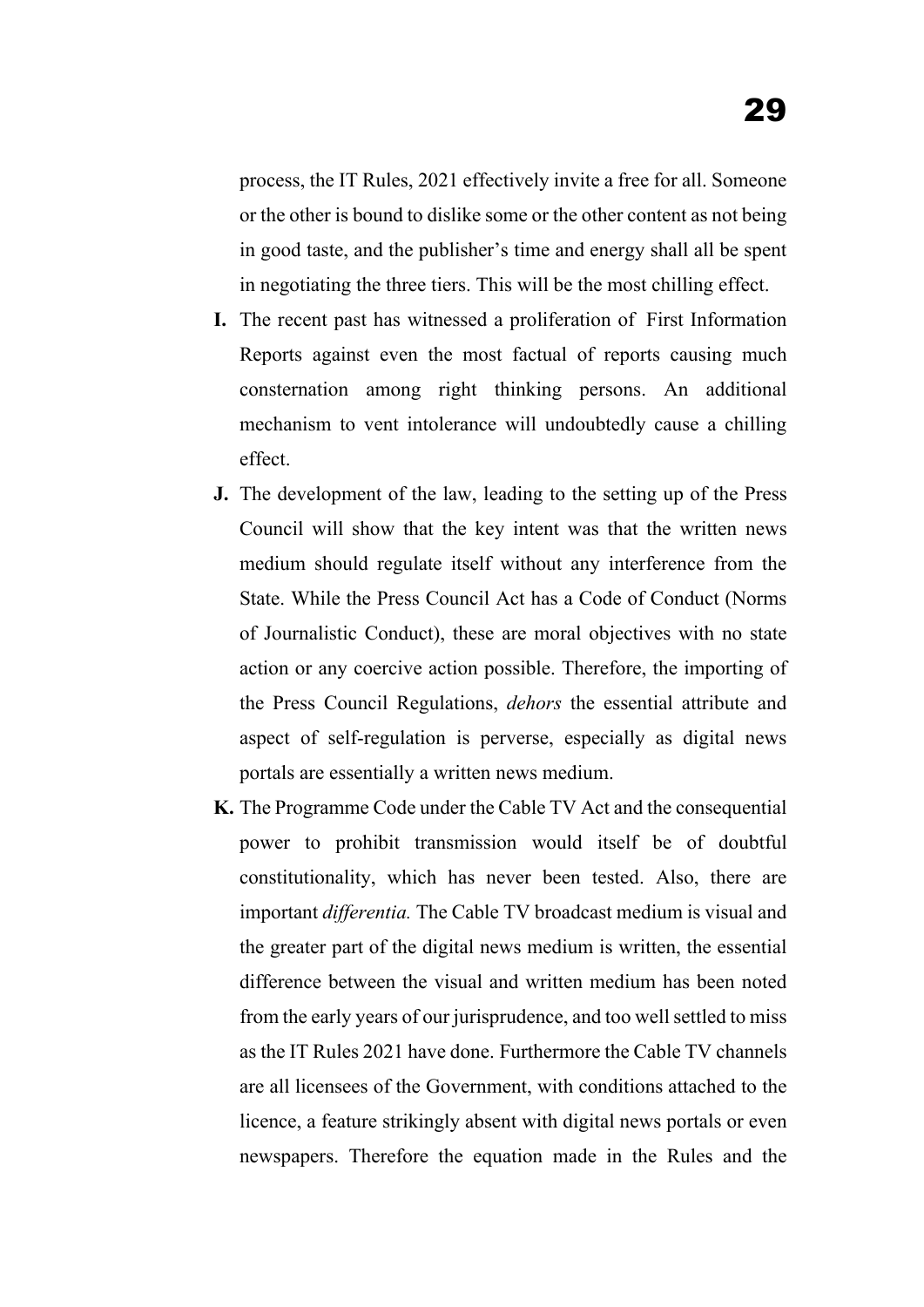process, the IT Rules, 2021 effectively invite a free for all. Someone or the other is bound to dislike some or the other content as not being in good taste, and the publisher's time and energy shall all be spent in negotiating the three tiers. This will be the most chilling effect.

**I.** The recent past has witnessed a proliferation of First Information Reports against even the most factual of reports causing much consternation among right thinking persons. An additional mechanism to vent intolerance will undoubtedly cause a chilling effect.

**J.** The development of the law, leading to the setting up of the Press Council will show that the key intent was that the written news medium should regulate itself without any interference from the State. While the Press Council Act has a Code of Conduct (Norms of Journalistic Conduct), these are moral objectives with no state action or any coercive action possible. Therefore, the importing of the Press Council Regulations, *dehors* the essential attribute and aspect of self-regulation is perverse, especially as digital news portals are essentially a written news medium.

**K.** The Programme Code under the Cable TV Act and the consequential power to prohibit transmission would itself be of doubtful constitutionality, which has never been tested. Also, there are important *differentia.* The Cable TV broadcast medium is visual and the greater part of the digital news medium is written, the essential difference between the visual and written medium has been noted from the early years of our jurisprudence, and too well settled to miss as the IT Rules 2021 have done. Furthermore the Cable TV channels are all licensees of the Government, with conditions attached to the licence, a feature strikingly absent with digital news portals or even newspapers. Therefore the equation made in the Rules and the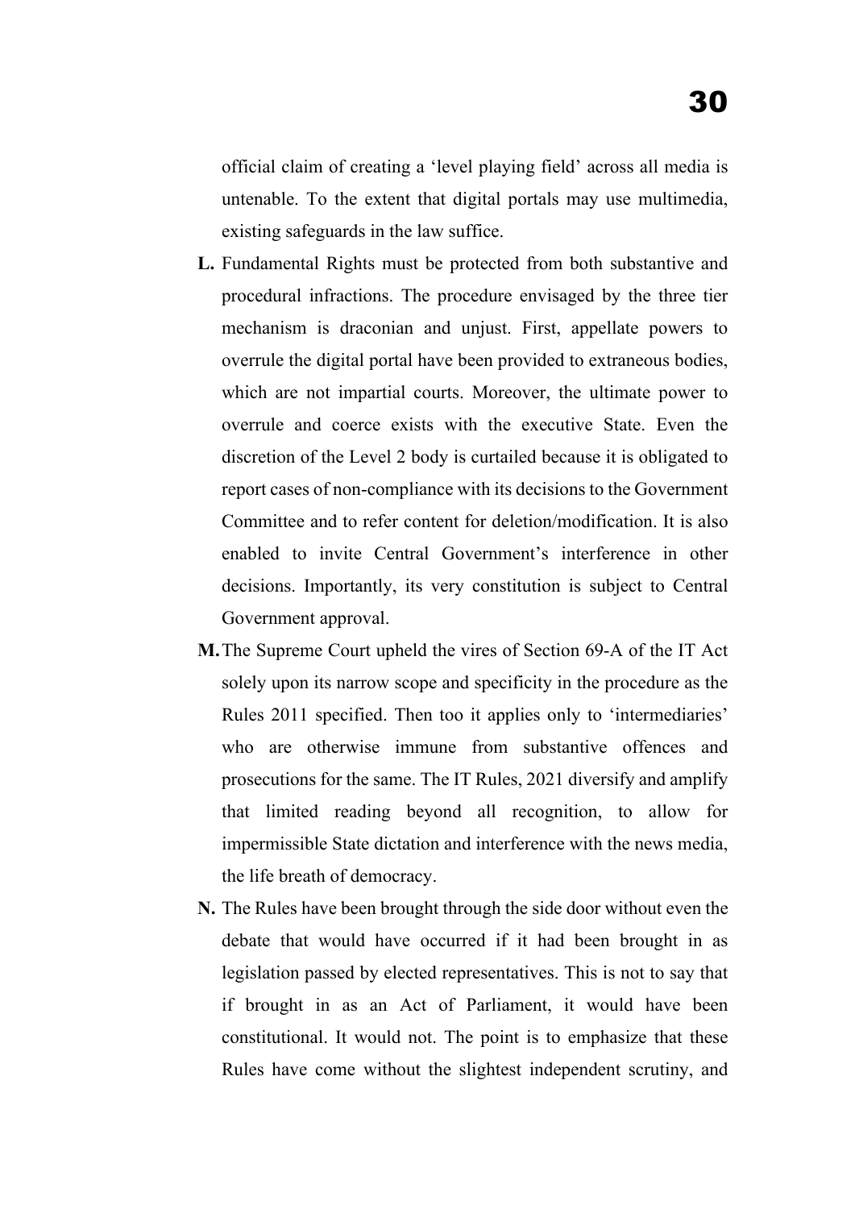official claim of creating a 'level playing field' across all media is untenable. To the extent that digital portals may use multimedia, existing safeguards in the law suffice.

**L.** Fundamental Rights must be protected from both substantive and procedural infractions. The procedure envisaged by the three tier mechanism is draconian and unjust. First, appellate powers to overrule the digital portal have been provided to extraneous bodies, which are not impartial courts. Moreover, the ultimate power to overrule and coerce exists with the executive State. Even the discretion of the Level 2 body is curtailed because it is obligated to report cases of non-compliance with its decisions to the Government Committee and to refer content for deletion/modification. It is also enabled to invite Central Government's interference in other decisions. Importantly, its very constitution is subject to Central Government approval.

**M.** The Supreme Court upheld the vires of Section 69-A of the IT Act solely upon its narrow scope and specificity in the procedure as the Rules 2011 specified. Then too it applies only to 'intermediaries' who are otherwise immune from substantive offences and prosecutions for the same. The IT Rules, 2021 diversify and amplify that limited reading beyond all recognition, to allow for impermissible State dictation and interference with the news media, the life breath of democracy.

**N.** The Rules have been brought through the side door without even the debate that would have occurred if it had been brought in as legislation passed by elected representatives. This is not to say that if brought in as an Act of Parliament, it would have been constitutional. It would not. The point is to emphasize that these Rules have come without the slightest independent scrutiny, and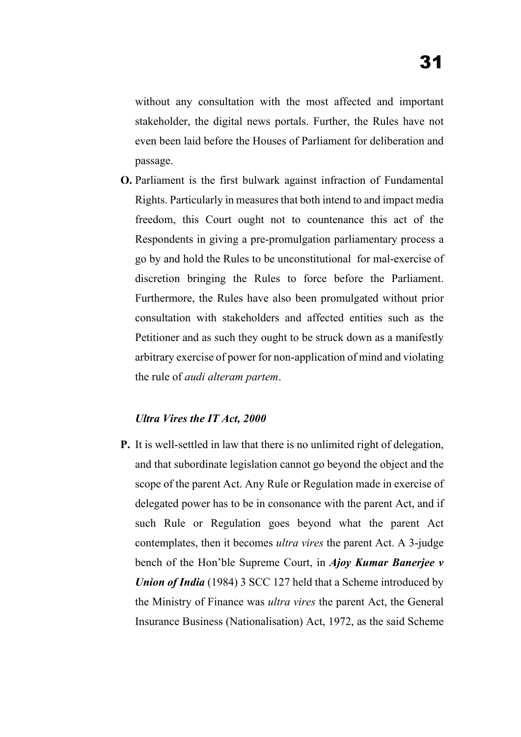without any consultation with the most affected and important stakeholder, the digital news portals. Further, the Rules have not even been laid before the Houses of Parliament for deliberation and passage.

**O.** Parliament is the first bulwark against infraction of Fundamental Rights. Particularly in measures that both intend to and impact media freedom, this Court ought not to countenance this act of the Respondents in giving a pre-promulgation parliamentary process a go by and hold the Rules to be unconstitutional for mal-exercise of discretion bringing the Rules to force before the Parliament. Furthermore, the Rules have also been promulgated without prior consultation with stakeholders and affected entities such as the Petitioner and as such they ought to be struck down as a manifestly arbitrary exercise of power for non-application of mind and violating the rule of *audi alteram partem*.

***Ultra Vires the IT Act, 2000***

**P.** It is well-settled in law that there is no unlimited right of delegation, and that subordinate legislation cannot go beyond the object and the scope of the parent Act. Any Rule or Regulation made in exercise of delegated power has to be in consonance with the parent Act, and if such Rule or Regulation goes beyond what the parent Act contemplates, then it becomes *ultra vires* the parent Act. A 3-judge bench of the Hon'ble Supreme Court, in ***Ajoy Kumar Banerjee v Union of India*** (1984) 3 SCC 127 held that a Scheme introduced by the Ministry of Finance was *ultra vires* the parent Act, the General Insurance Business (Nationalisation) Act, 1972, as the said Scheme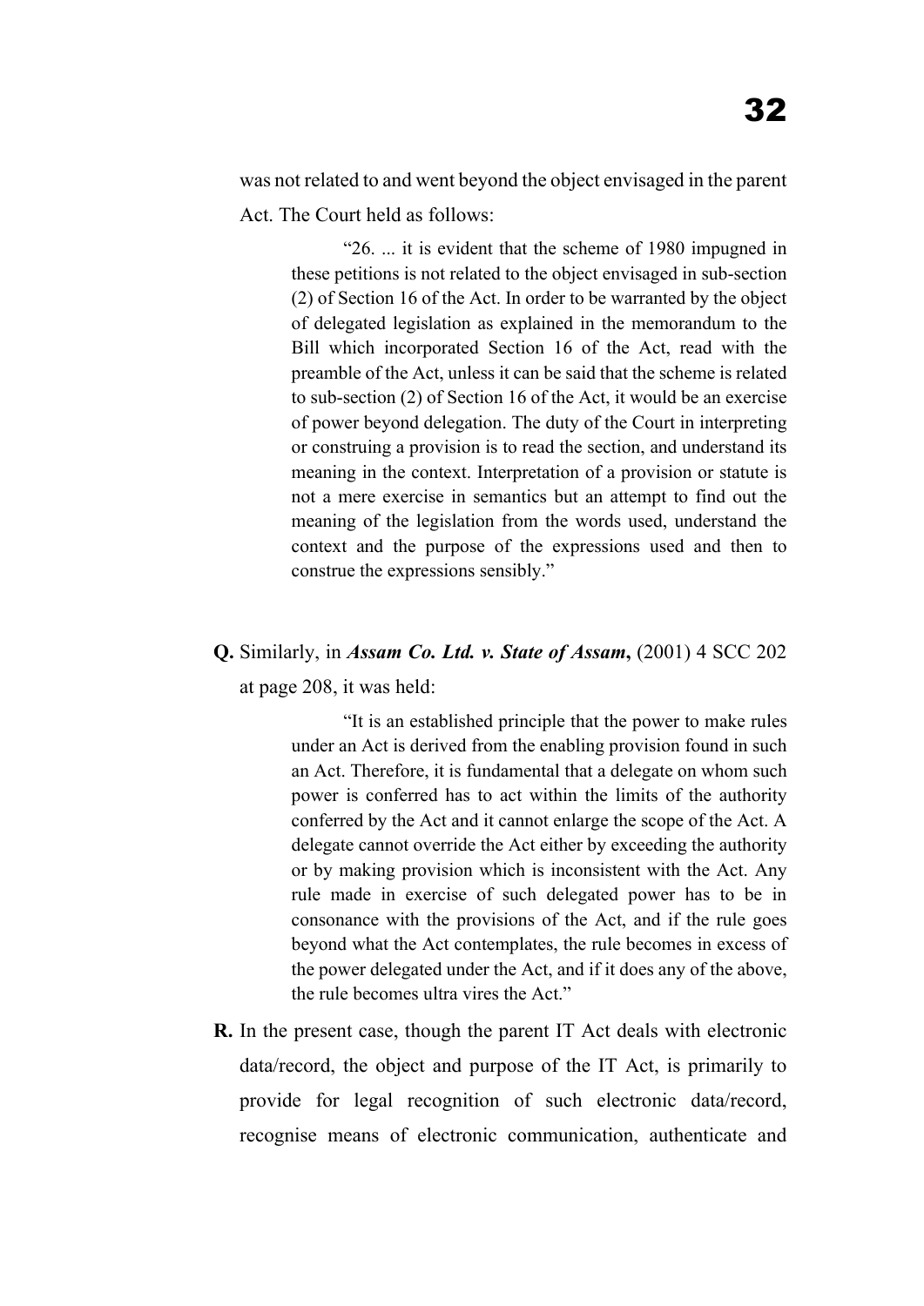was not related to and went beyond the object envisaged in the parent Act. The Court held as follows:

> "26. ... it is evident that the scheme of 1980 impugned in these petitions is not related to the object envisaged in sub-section (2) of Section 16 of the Act. In order to be warranted by the object of delegated legislation as explained in the memorandum to the Bill which incorporated Section 16 of the Act, read with the preamble of the Act, unless it can be said that the scheme is related to sub-section (2) of Section 16 of the Act, it would be an exercise of power beyond delegation. The duty of the Court in interpreting or construing a provision is to read the section, and understand its meaning in the context. Interpretation of a provision or statute is not a mere exercise in semantics but an attempt to find out the meaning of the legislation from the words used, understand the context and the purpose of the expressions used and then to construe the expressions sensibly."

**Q.** Similarly, in ***Assam Co. Ltd. v. State of Assam*****,** (2001) 4 SCC 202 at page 208, it was held:

> "It is an established principle that the power to make rules under an Act is derived from the enabling provision found in such an Act. Therefore, it is fundamental that a delegate on whom such power is conferred has to act within the limits of the authority conferred by the Act and it cannot enlarge the scope of the Act. A delegate cannot override the Act either by exceeding the authority or by making provision which is inconsistent with the Act. Any rule made in exercise of such delegated power has to be in consonance with the provisions of the Act, and if the rule goes beyond what the Act contemplates, the rule becomes in excess of the power delegated under the Act, and if it does any of the above, the rule becomes ultra vires the Act."

**R.** In the present case, though the parent IT Act deals with electronic data/record, the object and purpose of the IT Act, is primarily to provide for legal recognition of such electronic data/record, recognise means of electronic communication, authenticate and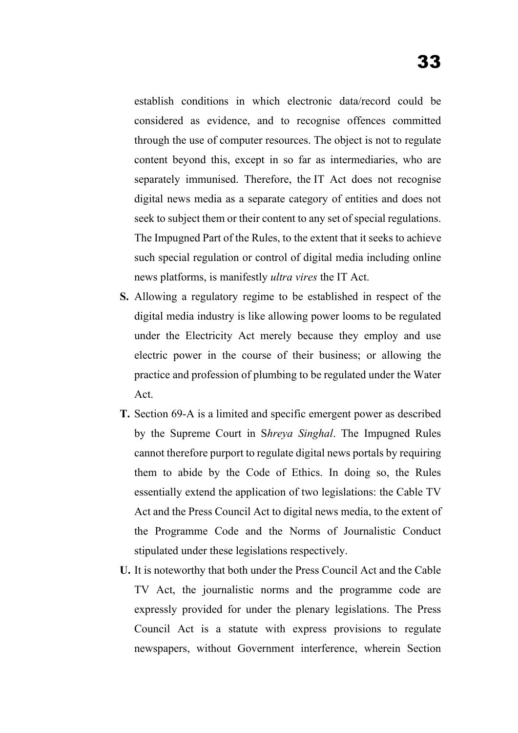establish conditions in which electronic data/record could be considered as evidence, and to recognise offences committed through the use of computer resources. The object is not to regulate content beyond this, except in so far as intermediaries, who are separately immunised. Therefore, the IT Act does not recognise digital news media as a separate category of entities and does not seek to subject them or their content to any set of special regulations. The Impugned Part of the Rules, to the extent that it seeks to achieve such special regulation or control of digital media including online news platforms, is manifestly *ultra vires* the IT Act.

**S.** Allowing a regulatory regime to be established in respect of the digital media industry is like allowing power looms to be regulated under the Electricity Act merely because they employ and use electric power in the course of their business; or allowing the practice and profession of plumbing to be regulated under the Water Act.

**T.** Section 69-A is a limited and specific emergent power as described by the Supreme Court in S*hreya Singhal*. The Impugned Rules cannot therefore purport to regulate digital news portals by requiring them to abide by the Code of Ethics. In doing so, the Rules essentially extend the application of two legislations: the Cable TV Act and the Press Council Act to digital news media, to the extent of the Programme Code and the Norms of Journalistic Conduct stipulated under these legislations respectively.

**U.** It is noteworthy that both under the Press Council Act and the Cable TV Act, the journalistic norms and the programme code are expressly provided for under the plenary legislations. The Press Council Act is a statute with express provisions to regulate newspapers, without Government interference, wherein Section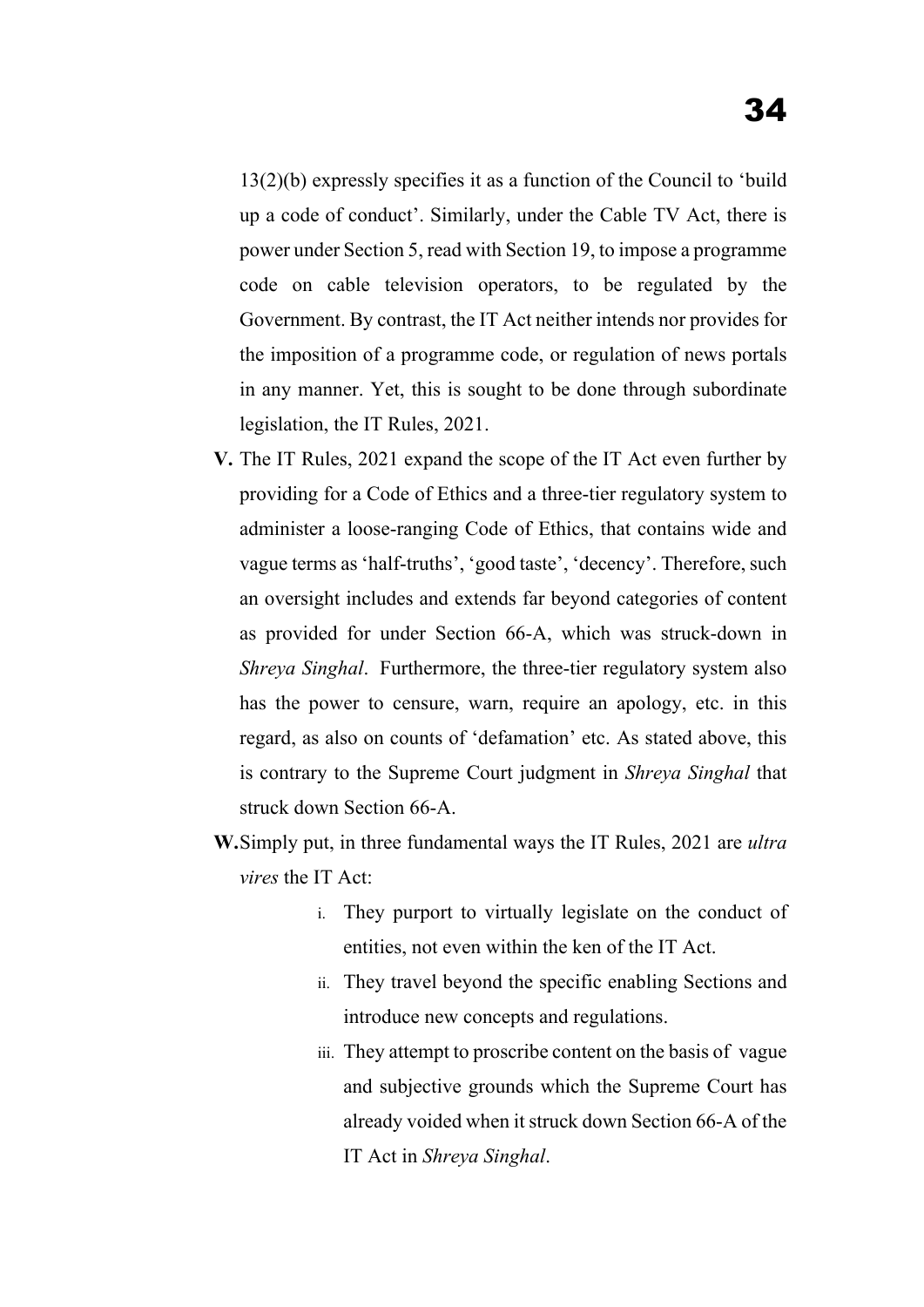13(2)(b) expressly specifies it as a function of the Council to 'build up a code of conduct'. Similarly, under the Cable TV Act, there is power under Section 5, read with Section 19, to impose a programme code on cable television operators, to be regulated by the Government. By contrast, the IT Act neither intends nor provides for the imposition of a programme code, or regulation of news portals in any manner. Yet, this is sought to be done through subordinate legislation, the IT Rules, 2021.

**V.** The IT Rules, 2021 expand the scope of the IT Act even further by providing for a Code of Ethics and a three-tier regulatory system to administer a loose-ranging Code of Ethics, that contains wide and vague terms as 'half-truths', 'good taste', 'decency'. Therefore, such an oversight includes and extends far beyond categories of content as provided for under Section 66-A, which was struck-down in *Shreya Singhal*. Furthermore, the three-tier regulatory system also has the power to censure, warn, require an apology, etc. in this regard, as also on counts of 'defamation' etc. As stated above, this is contrary to the Supreme Court judgment in *Shreya Singhal* that struck down Section 66-A.

**W.** Simply put, in three fundamental ways the IT Rules, 2021 are *ultra vires* the IT Act:

i. They purport to virtually legislate on the conduct of entities, not even within the ken of the IT Act.

ii. They travel beyond the specific enabling Sections and introduce new concepts and regulations.

iii. They attempt to proscribe content on the basis of vague and subjective grounds which the Supreme Court has already voided when it struck down Section 66-A of the IT Act in *Shreya Singhal*.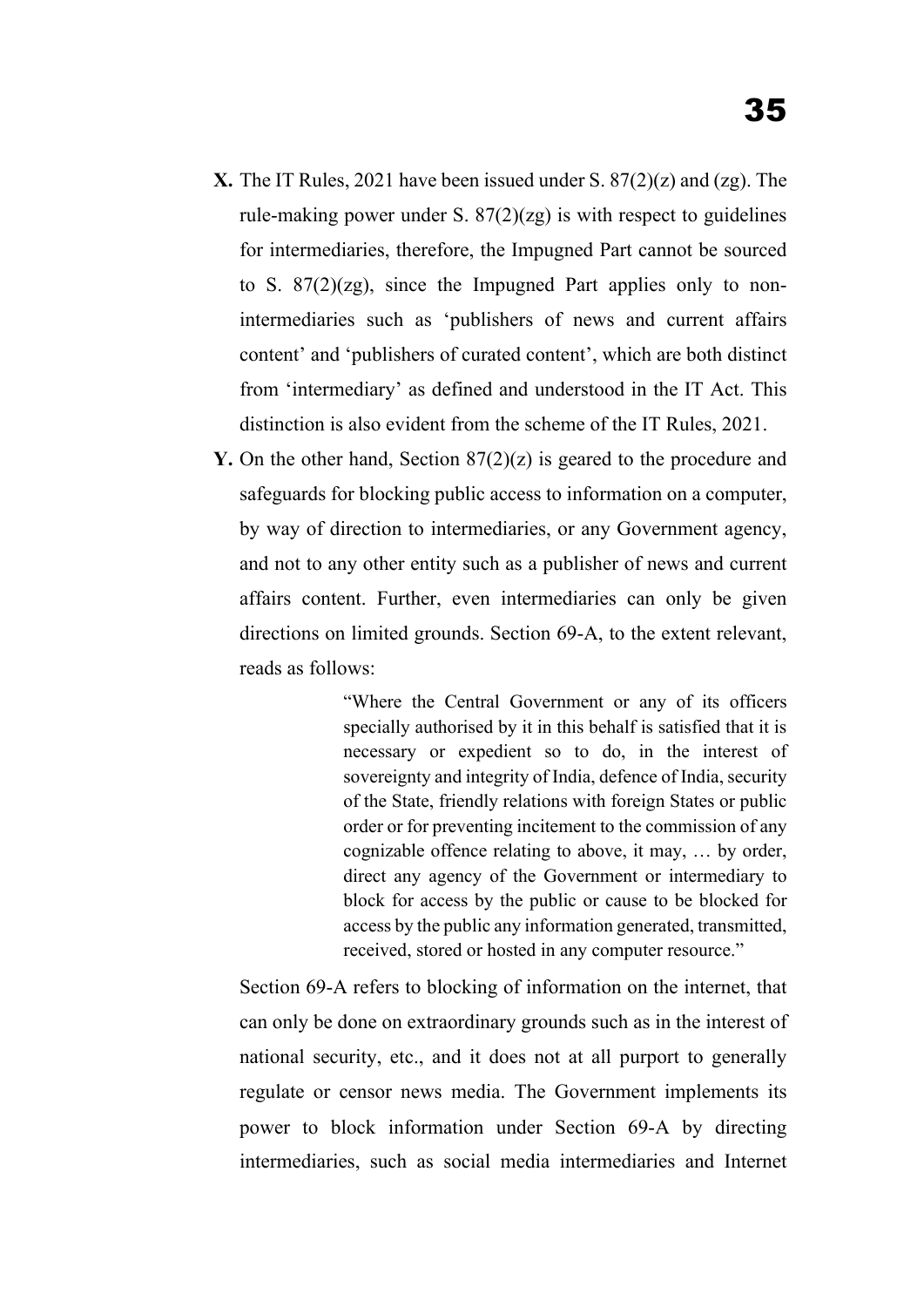**X.** The IT Rules, 2021 have been issued under S. 87(2)(z) and (zg). The rule-making power under S. 87(2)(zg) is with respect to guidelines for intermediaries, therefore, the Impugned Part cannot be sourced to S. 87(2)(zg), since the Impugned Part applies only to non-intermediaries such as 'publishers of news and current affairs content' and 'publishers of curated content', which are both distinct from 'intermediary' as defined and understood in the IT Act. This distinction is also evident from the scheme of the IT Rules, 2021.

**Y.** On the other hand, Section 87(2)(z) is geared to the procedure and safeguards for blocking public access to information on a computer, by way of direction to intermediaries, or any Government agency, and not to any other entity such as a publisher of news and current affairs content. Further, even intermediaries can only be given directions on limited grounds. Section 69-A, to the extent relevant, reads as follows:

> "Where the Central Government or any of its officers specially authorised by it in this behalf is satisfied that it is necessary or expedient so to do, in the interest of sovereignty and integrity of India, defence of India, security of the State, friendly relations with foreign States or public order or for preventing incitement to the commission of any cognizable offence relating to above, it may, … by order, direct any agency of the Government or intermediary to block for access by the public or cause to be blocked for access by the public any information generated, transmitted, received, stored or hosted in any computer resource."

Section 69-A refers to blocking of information on the internet, that can only be done on extraordinary grounds such as in the interest of national security, etc., and it does not at all purport to generally regulate or censor news media. The Government implements its power to block information under Section 69-A by directing intermediaries, such as social media intermediaries and Internet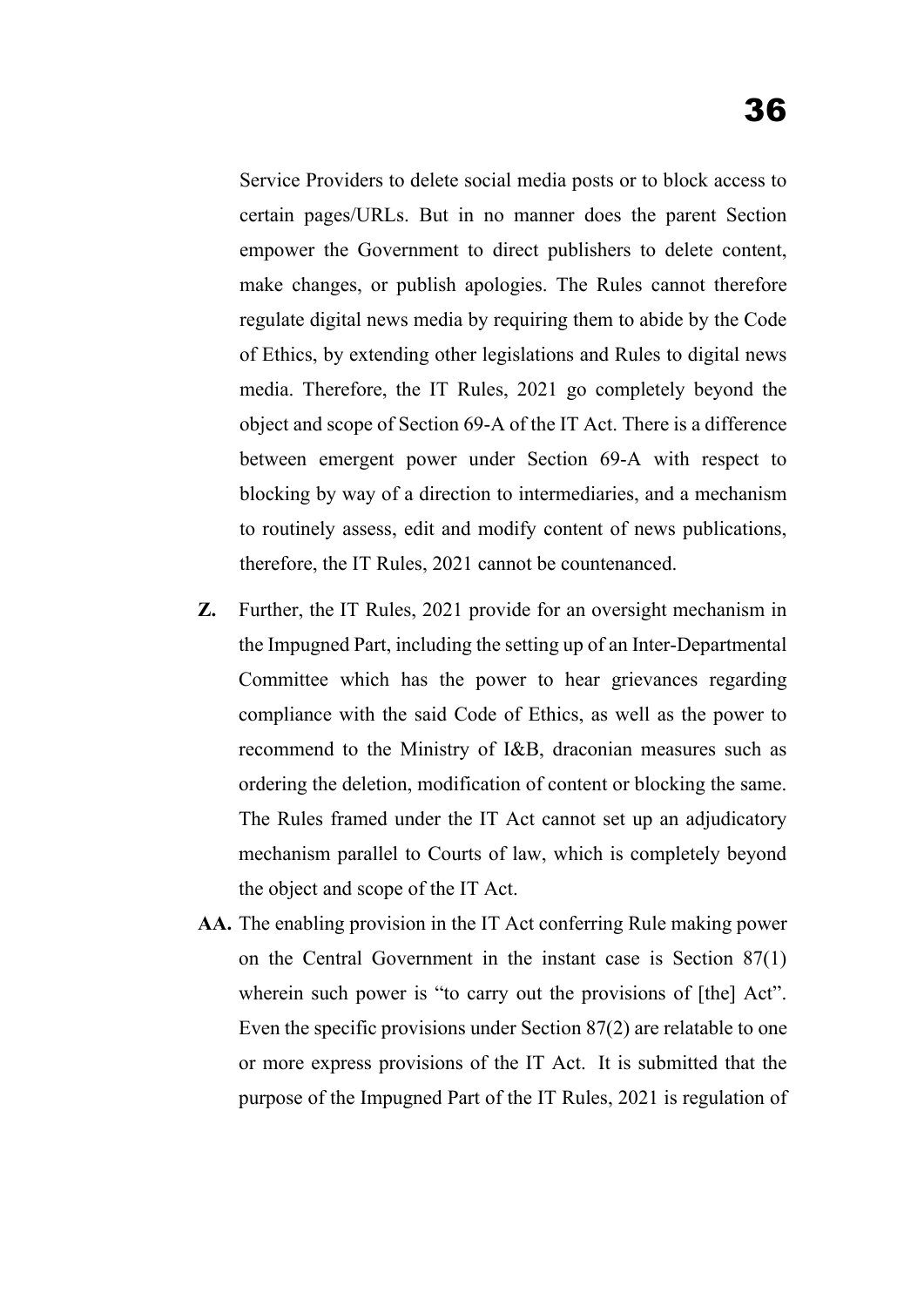Service Providers to delete social media posts or to block access to certain pages/URLs. But in no manner does the parent Section empower the Government to direct publishers to delete content, make changes, or publish apologies. The Rules cannot therefore regulate digital news media by requiring them to abide by the Code of Ethics, by extending other legislations and Rules to digital news media. Therefore, the IT Rules, 2021 go completely beyond the object and scope of Section 69-A of the IT Act. There is a difference between emergent power under Section 69-A with respect to blocking by way of a direction to intermediaries, and a mechanism to routinely assess, edit and modify content of news publications, therefore, the IT Rules, 2021 cannot be countenanced.

**Z.** Further, the IT Rules, 2021 provide for an oversight mechanism in the Impugned Part, including the setting up of an Inter-Departmental Committee which has the power to hear grievances regarding compliance with the said Code of Ethics, as well as the power to recommend to the Ministry of I&B, draconian measures such as ordering the deletion, modification of content or blocking the same. The Rules framed under the IT Act cannot set up an adjudicatory mechanism parallel to Courts of law, which is completely beyond the object and scope of the IT Act.

**AA.** The enabling provision in the IT Act conferring Rule making power on the Central Government in the instant case is Section 87(1) wherein such power is "to carry out the provisions of [the] Act". Even the specific provisions under Section 87(2) are relatable to one or more express provisions of the IT Act. It is submitted that the purpose of the Impugned Part of the IT Rules, 2021 is regulation of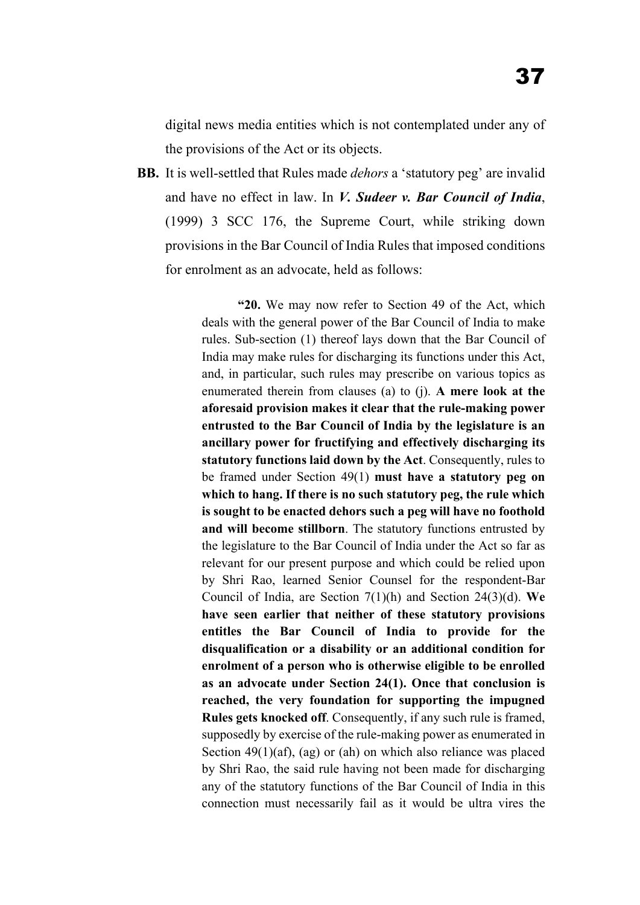digital news media entities which is not contemplated under any of the provisions of the Act or its objects.

**BB.** It is well-settled that Rules made *dehors* a 'statutory peg' are invalid and have no effect in law. In ***V. Sudeer v. Bar Council of India***, (1999) 3 SCC 176, the Supreme Court, while striking down provisions in the Bar Council of India Rules that imposed conditions for enrolment as an advocate, held as follows:

> "**20.** We may now refer to Section 49 of the Act, which deals with the general power of the Bar Council of India to make rules. Sub-section (1) thereof lays down that the Bar Council of India may make rules for discharging its functions under this Act, and, in particular, such rules may prescribe on various topics as enumerated therein from clauses (a) to (j). **A mere look at the aforesaid provision makes it clear that the rule-making power entrusted to the Bar Council of India by the legislature is an ancillary power for fructifying and effectively discharging its statutory functions laid down by the Act**. Consequently, rules to be framed under Section 49(1) **must have a statutory peg on which to hang. If there is no such statutory peg, the rule which is sought to be enacted dehors such a peg will have no foothold and will become stillborn**. The statutory functions entrusted by the legislature to the Bar Council of India under the Act so far as relevant for our present purpose and which could be relied upon by Shri Rao, learned Senior Counsel for the respondent-Bar Council of India, are Section 7(1)(h) and Section 24(3)(d). **We have seen earlier that neither of these statutory provisions entitles the Bar Council of India to provide for the disqualification or a disability or an additional condition for enrolment of a person who is otherwise eligible to be enrolled as an advocate under Section 24(1). Once that conclusion is reached, the very foundation for supporting the impugned Rules gets knocked off**. Consequently, if any such rule is framed, supposedly by exercise of the rule-making power as enumerated in Section 49(1)(af), (ag) or (ah) on which also reliance was placed by Shri Rao, the said rule having not been made for discharging any of the statutory functions of the Bar Council of India in this connection must necessarily fail as it would be ultra vires the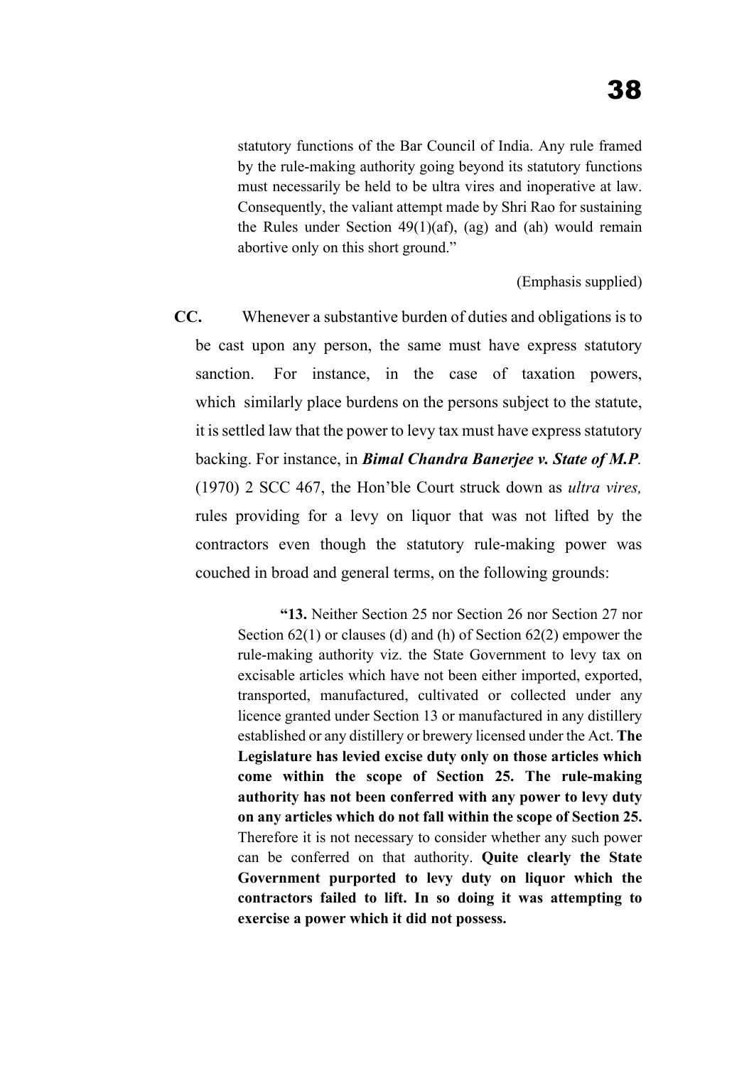> statutory functions of the Bar Council of India. Any rule framed by the rule-making authority going beyond its statutory functions must necessarily be held to be ultra vires and inoperative at law. Consequently, the valiant attempt made by Shri Rao for sustaining the Rules under Section 49(1)(af), (ag) and (ah) would remain abortive only on this short ground."

(Emphasis supplied)

**CC.** Whenever a substantive burden of duties and obligations is to be cast upon any person, the same must have express statutory sanction. For instance, in the case of taxation powers, which similarly place burdens on the persons subject to the statute, it is settled law that the power to levy tax must have express statutory backing. For instance, in ***Bimal Chandra Banerjee v. State of M.P.*** (1970) 2 SCC 467, the Hon'ble Court struck down as *ultra vires,* rules providing for a levy on liquor that was not lifted by the contractors even though the statutory rule-making power was couched in broad and general terms, on the following grounds:

> **"13.** Neither Section 25 nor Section 26 nor Section 27 nor Section 62(1) or clauses (d) and (h) of Section 62(2) empower the rule-making authority viz. the State Government to levy tax on excisable articles which have not been either imported, exported, transported, manufactured, cultivated or collected under any licence granted under Section 13 or manufactured in any distillery established or any distillery or brewery licensed under the Act. **The Legislature has levied excise duty only on those articles which come within the scope of Section 25. The rule-making authority has not been conferred with any power to levy duty on any articles which do not fall within the scope of Section 25.** Therefore it is not necessary to consider whether any such power can be conferred on that authority. **Quite clearly the State Government purported to levy duty on liquor which the contractors failed to lift. In so doing it was attempting to exercise a power which it did not possess.**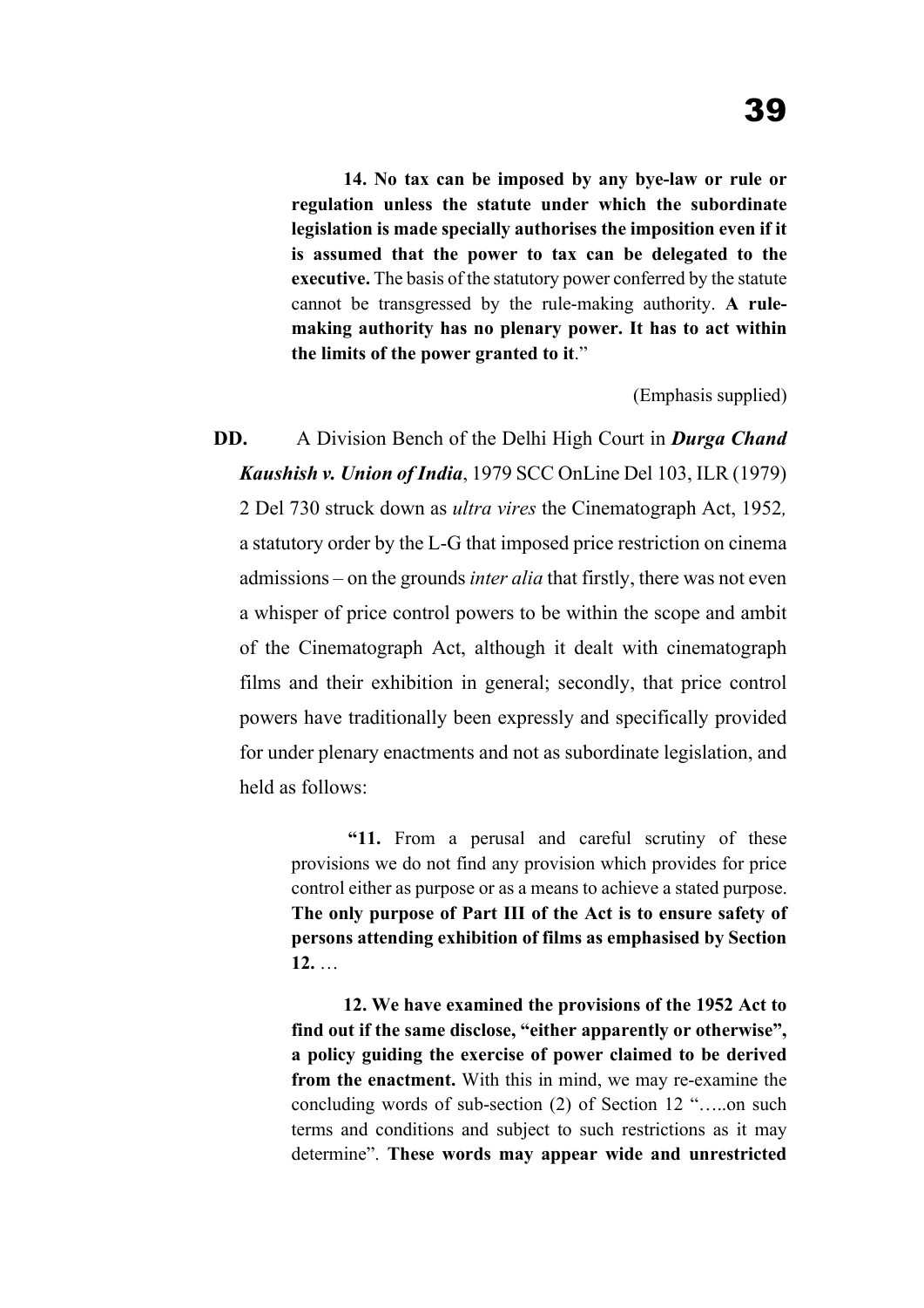> **14. No tax can be imposed by any bye-law or rule or regulation unless the statute under which the subordinate legislation is made specially authorises the imposition even if it is assumed that the power to tax can be delegated to the executive.** The basis of the statutory power conferred by the statute cannot be transgressed by the rule-making authority. **A rule-making authority has no plenary power. It has to act within the limits of the power granted to it**."

(Emphasis supplied)

**DD.** A Division Bench of the Delhi High Court in ***Durga Chand Kaushish v. Union of India***, 1979 SCC OnLine Del 103, ILR (1979) 2 Del 730 struck down as *ultra vires* the Cinematograph Act, 1952*,* a statutory order by the L-G that imposed price restriction on cinema admissions – on the grounds *inter alia* that firstly, there was not even a whisper of price control powers to be within the scope and ambit of the Cinematograph Act, although it dealt with cinematograph films and their exhibition in general; secondly, that price control powers have traditionally been expressly and specifically provided for under plenary enactments and not as subordinate legislation, and held as follows:

> **"11.** From a perusal and careful scrutiny of these provisions we do not find any provision which provides for price control either as purpose or as a means to achieve a stated purpose. **The only purpose of Part III of the Act is to ensure safety of persons attending exhibition of films as emphasised by Section 12.** …
>
> **12. We have examined the provisions of the 1952 Act to find out if the same disclose, "either apparently or otherwise", a policy guiding the exercise of power claimed to be derived from the enactment.** With this in mind, we may re-examine the concluding words of sub-section (2) of Section 12 "…..on such terms and conditions and subject to such restrictions as it may determine". **These words may appear wide and unrestricted**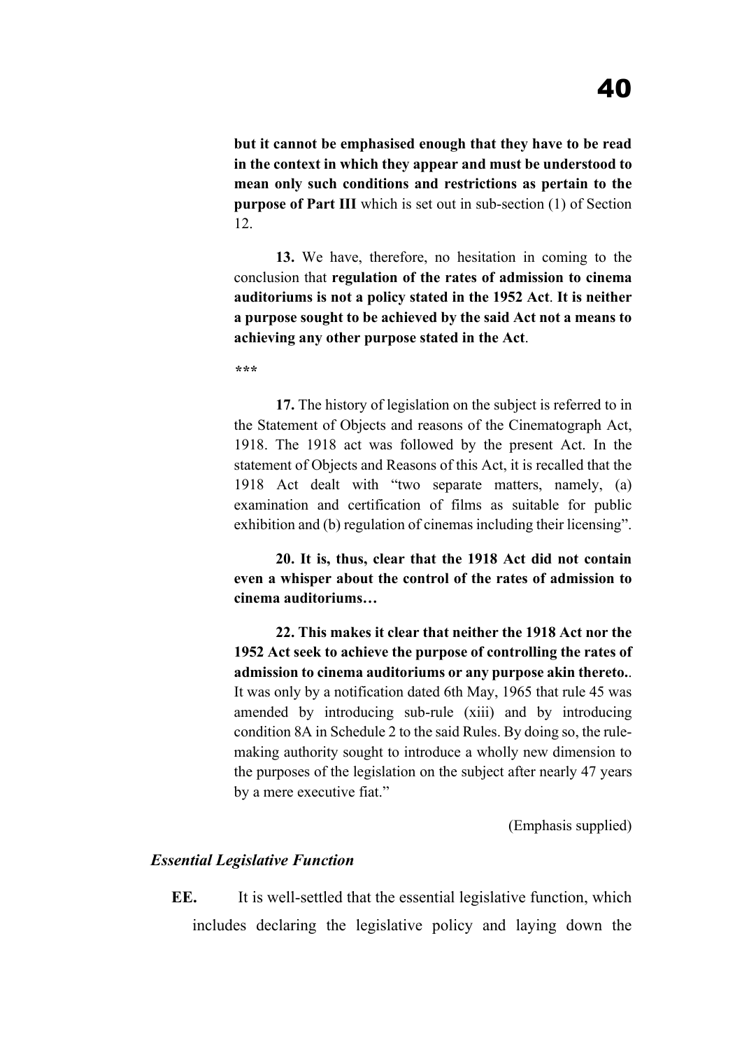**but it cannot be emphasised enough that they have to be read in the context in which they appear and must be understood to mean only such conditions and restrictions as pertain to the purpose of Part III** which is set out in sub-section (1) of Section 12.

**13.** We have, therefore, no hesitation in coming to the conclusion that **regulation of the rates of admission to cinema auditoriums is not a policy stated in the 1952 Act**. **It is neither a purpose sought to be achieved by the said Act not a means to achieving any other purpose stated in the Act**.

***

**17.** The history of legislation on the subject is referred to in the Statement of Objects and reasons of the Cinematograph Act, 1918. The 1918 act was followed by the present Act. In the statement of Objects and Reasons of this Act, it is recalled that the 1918 Act dealt with "two separate matters, namely, (a) examination and certification of films as suitable for public exhibition and (b) regulation of cinemas including their licensing".

**20. It is, thus, clear that the 1918 Act did not contain even a whisper about the control of the rates of admission to cinema auditoriums…**

**22. This makes it clear that neither the 1918 Act nor the 1952 Act seek to achieve the purpose of controlling the rates of admission to cinema auditoriums or any purpose akin thereto.**. It was only by a notification dated 6th May, 1965 that rule 45 was amended by introducing sub-rule (xiii) and by introducing condition 8A in Schedule 2 to the said Rules. By doing so, the rule-making authority sought to introduce a wholly new dimension to the purposes of the legislation on the subject after nearly 47 years by a mere executive fiat."

(Emphasis supplied)

### *Essential Legislative Function*

**EE.** It is well-settled that the essential legislative function, which includes declaring the legislative policy and laying down the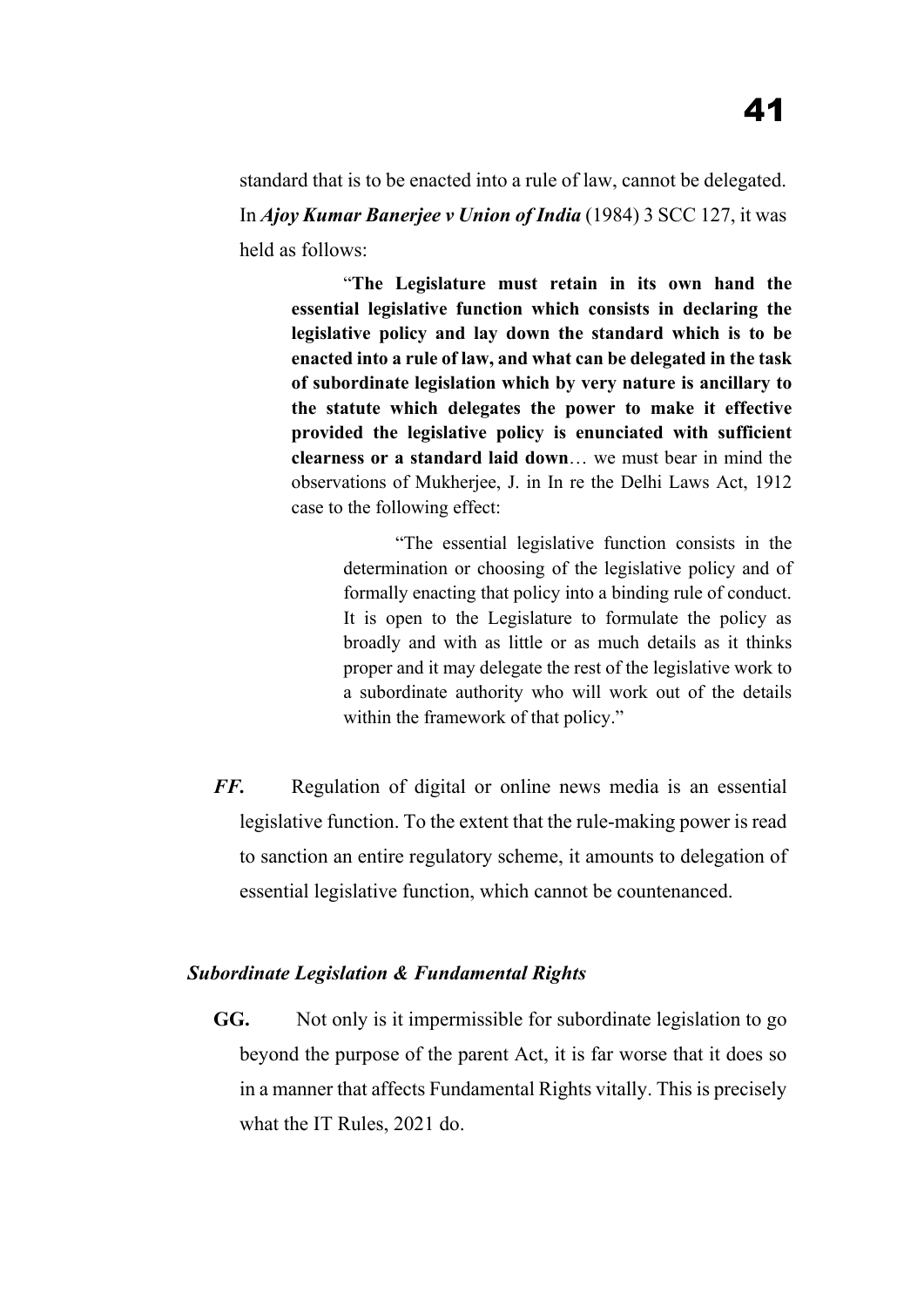standard that is to be enacted into a rule of law, cannot be delegated. In ***Ajoy Kumar Banerjee v Union of India*** (1984) 3 SCC 127, it was held as follows:

> "**The Legislature must retain in its own hand the essential legislative function which consists in declaring the legislative policy and lay down the standard which is to be enacted into a rule of law, and what can be delegated in the task of subordinate legislation which by very nature is ancillary to the statute which delegates the power to make it effective provided the legislative policy is enunciated with sufficient clearness or a standard laid down**… we must bear in mind the observations of Mukherjee, J. in In re the Delhi Laws Act, 1912 case to the following effect:
>
> > "The essential legislative function consists in the determination or choosing of the legislative policy and of formally enacting that policy into a binding rule of conduct. It is open to the Legislature to formulate the policy as broadly and with as little or as much details as it thinks proper and it may delegate the rest of the legislative work to a subordinate authority who will work out of the details within the framework of that policy."

***FF.*** Regulation of digital or online news media is an essential legislative function. To the extent that the rule-making power is read to sanction an entire regulatory scheme, it amounts to delegation of essential legislative function, which cannot be countenanced.

### *Subordinate Legislation & Fundamental Rights*

**GG.** Not only is it impermissible for subordinate legislation to go beyond the purpose of the parent Act, it is far worse that it does so in a manner that affects Fundamental Rights vitally. This is precisely what the IT Rules, 2021 do.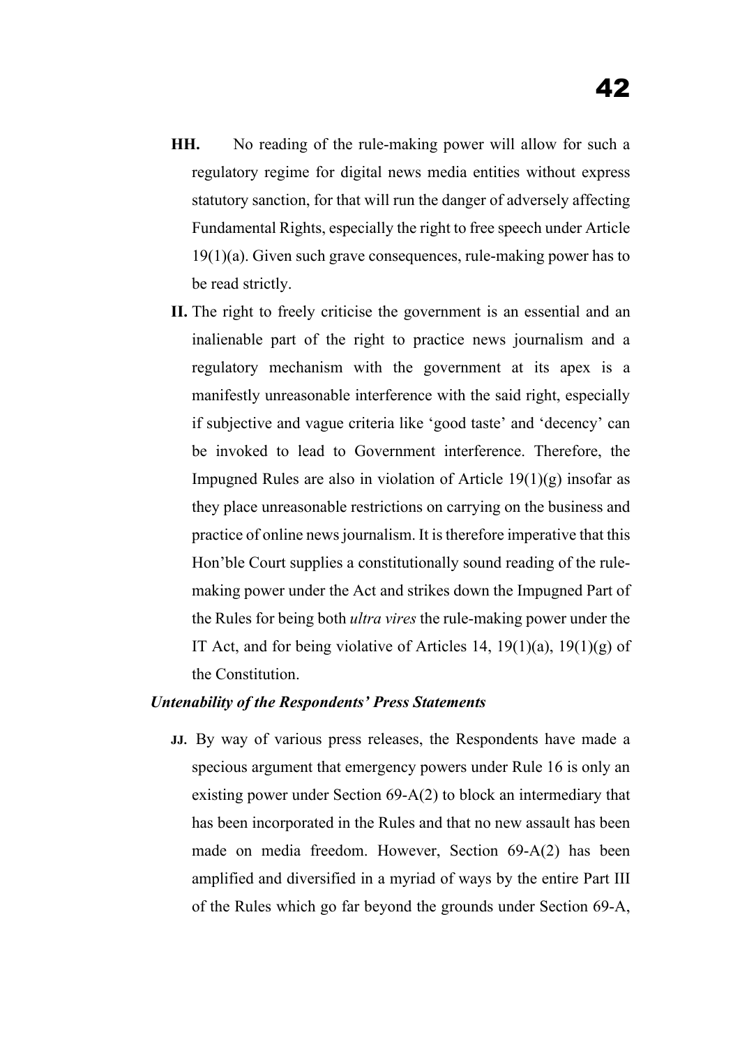**HH.** No reading of the rule-making power will allow for such a regulatory regime for digital news media entities without express statutory sanction, for that will run the danger of adversely affecting Fundamental Rights, especially the right to free speech under Article 19(1)(a). Given such grave consequences, rule-making power has to be read strictly.

**II.** The right to freely criticise the government is an essential and an inalienable part of the right to practice news journalism and a regulatory mechanism with the government at its apex is a manifestly unreasonable interference with the said right, especially if subjective and vague criteria like 'good taste' and 'decency' can be invoked to lead to Government interference. Therefore, the Impugned Rules are also in violation of Article 19(1)(g) insofar as they place unreasonable restrictions on carrying on the business and practice of online news journalism. It is therefore imperative that this Hon'ble Court supplies a constitutionally sound reading of the rule-making power under the Act and strikes down the Impugned Part of the Rules for being both *ultra vires* the rule-making power under the IT Act, and for being violative of Articles 14, 19(1)(a), 19(1)(g) of the Constitution.

***Untenability of the Respondents' Press Statements***

**JJ.** By way of various press releases, the Respondents have made a specious argument that emergency powers under Rule 16 is only an existing power under Section 69-A(2) to block an intermediary that has been incorporated in the Rules and that no new assault has been made on media freedom. However, Section 69-A(2) has been amplified and diversified in a myriad of ways by the entire Part III of the Rules which go far beyond the grounds under Section 69-A,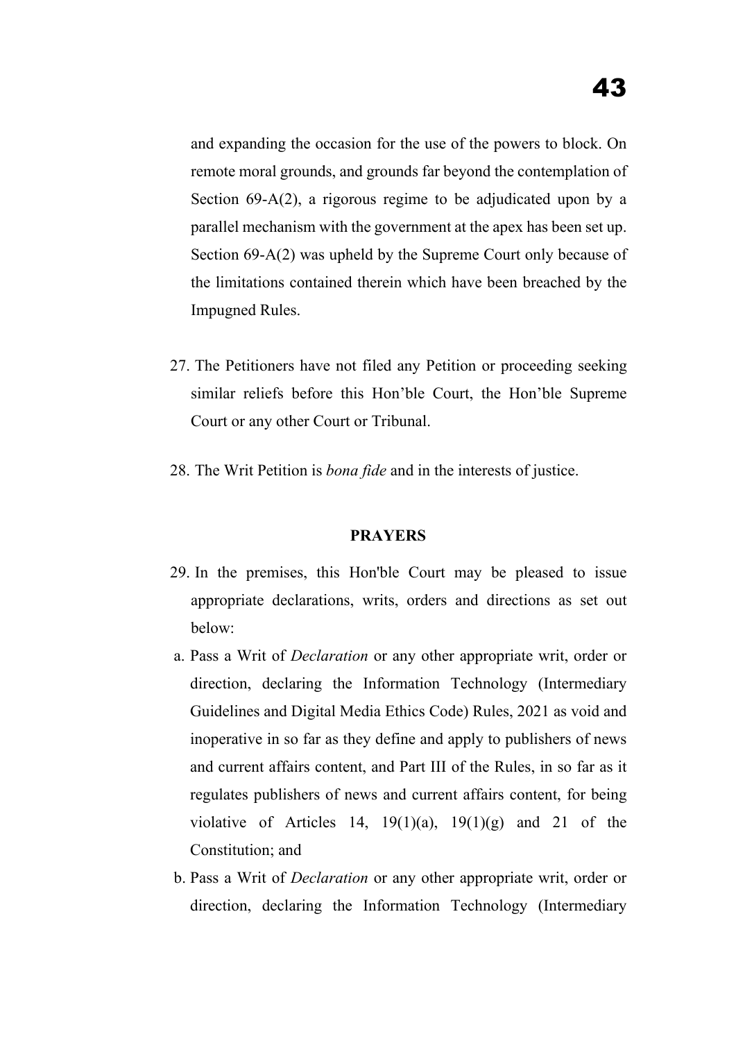and expanding the occasion for the use of the powers to block. On remote moral grounds, and grounds far beyond the contemplation of Section 69-A(2), a rigorous regime to be adjudicated upon by a parallel mechanism with the government at the apex has been set up. Section 69-A(2) was upheld by the Supreme Court only because of the limitations contained therein which have been breached by the Impugned Rules.

27. The Petitioners have not filed any Petition or proceeding seeking similar reliefs before this Hon'ble Court, the Hon'ble Supreme Court or any other Court or Tribunal.

28. The Writ Petition is *bona fide* and in the interests of justice.

**PRAYERS**

29. In the premises, this Hon'ble Court may be pleased to issue appropriate declarations, writs, orders and directions as set out below:

a. Pass a Writ of *Declaration* or any other appropriate writ, order or direction, declaring the Information Technology (Intermediary Guidelines and Digital Media Ethics Code) Rules, 2021 as void and inoperative in so far as they define and apply to publishers of news and current affairs content, and Part III of the Rules, in so far as it regulates publishers of news and current affairs content, for being violative of Articles 14, 19(1)(a), 19(1)(g) and 21 of the Constitution; and

b. Pass a Writ of *Declaration* or any other appropriate writ, order or direction, declaring the Information Technology (Intermediary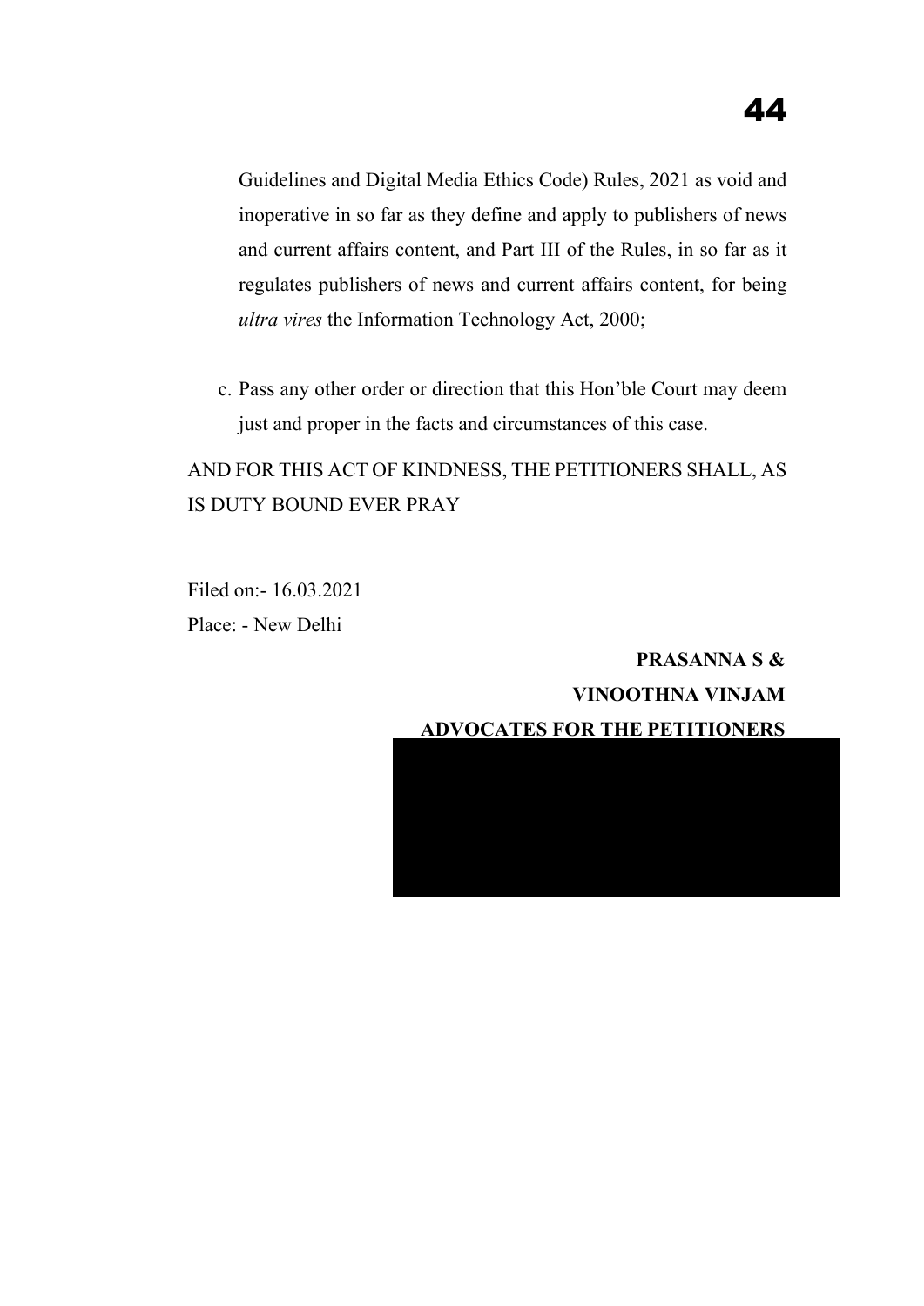Guidelines and Digital Media Ethics Code) Rules, 2021 as void and inoperative in so far as they define and apply to publishers of news and current affairs content, and Part III of the Rules, in so far as it regulates publishers of news and current affairs content, for being *ultra vires* the Information Technology Act, 2000;

c. Pass any other order or direction that this Hon'ble Court may deem just and proper in the facts and circumstances of this case.

AND FOR THIS ACT OF KINDNESS, THE PETITIONERS SHALL, AS IS DUTY BOUND EVER PRAY

Filed on:- 16.03.2021

Place: - New Delhi

**PRASANNA S &**

**VINOOTHNA VINJAM**

**ADVOCATES FOR THE PETITIONERS**